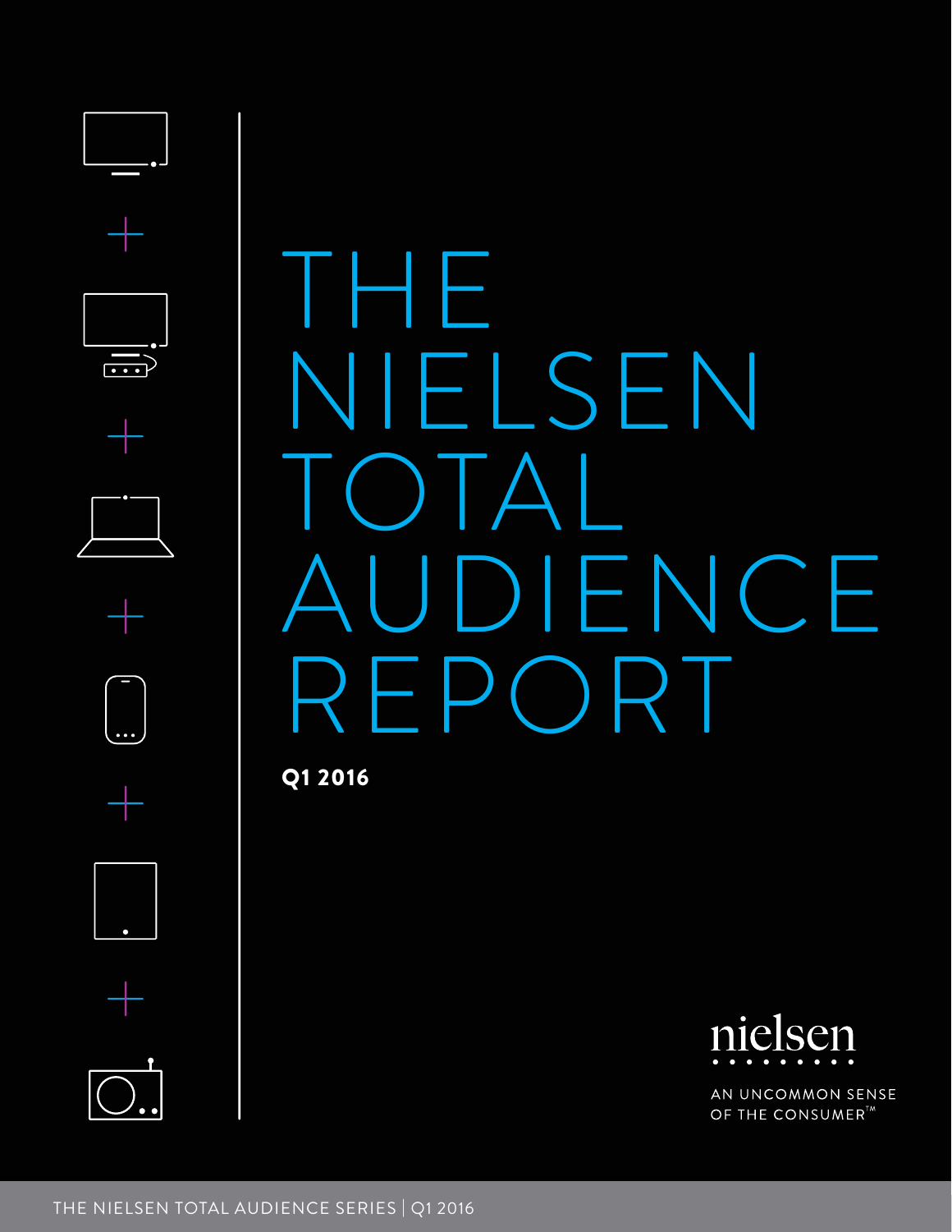# THE NIELSEN TOTAL AUDIENCE REPORT

**Q1 2016**

nielsen

AN UNCOMMON SENSE OF THE CONSUMER™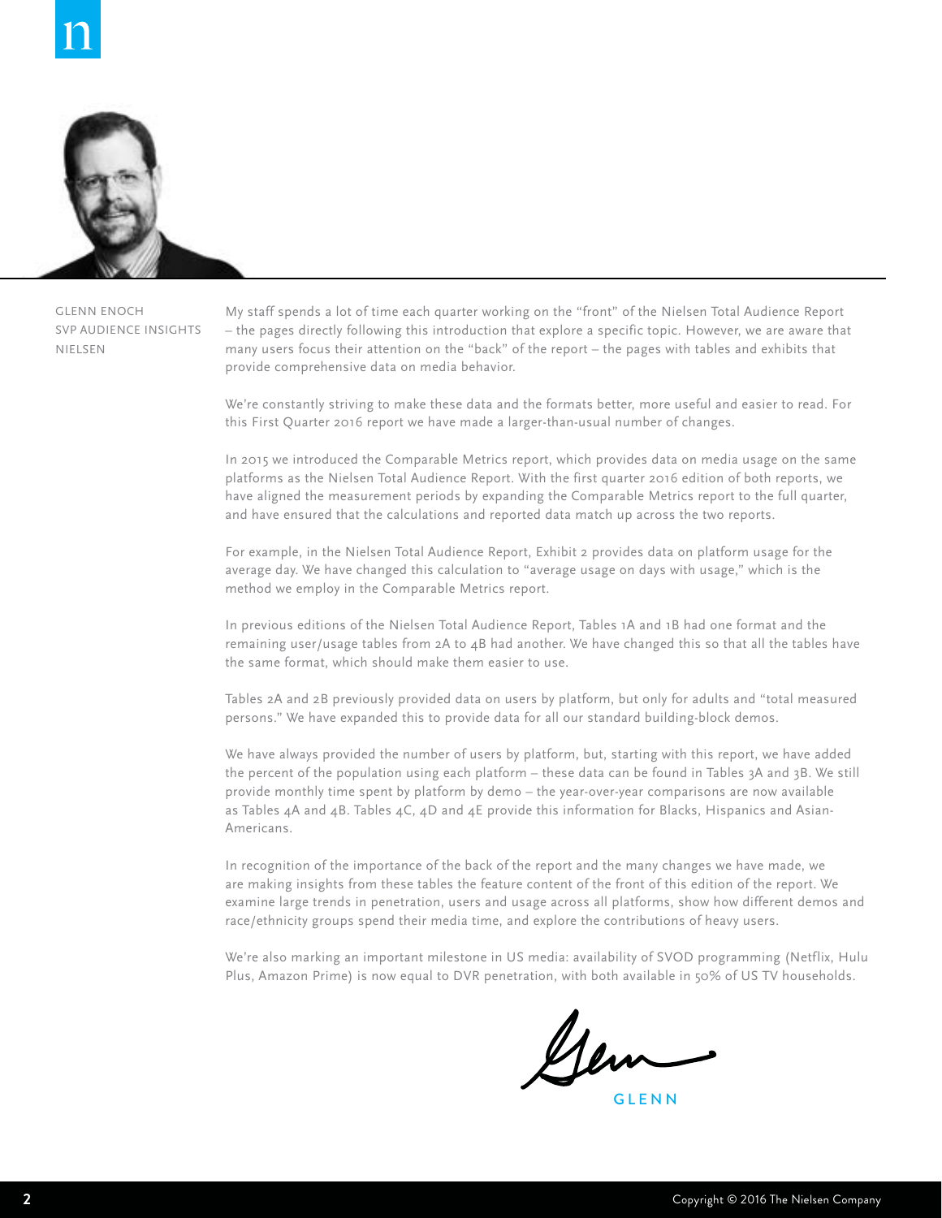GLENN ENOCH
SVP AUDIENCE INSIGHTS
NIELSEN

My staff spends a lot of time each quarter working on the "front" of the Nielsen Total Audience Report – the pages directly following this introduction that explore a specific topic. However, we are aware that many users focus their attention on the "back" of the report – the pages with tables and exhibits that provide comprehensive data on media behavior.

We're constantly striving to make these data and the formats better, more useful and easier to read. For this First Quarter 2016 report we have made a larger-than-usual number of changes.

In 2015 we introduced the Comparable Metrics report, which provides data on media usage on the same platforms as the Nielsen Total Audience Report. With the first quarter 2016 edition of both reports, we have aligned the measurement periods by expanding the Comparable Metrics report to the full quarter, and have ensured that the calculations and reported data match up across the two reports.

For example, in the Nielsen Total Audience Report, Exhibit 2 provides data on platform usage for the average day. We have changed this calculation to "average usage on days with usage," which is the method we employ in the Comparable Metrics report.

In previous editions of the Nielsen Total Audience Report, Tables 1A and 1B had one format and the remaining user/usage tables from 2A to 4B had another. We have changed this so that all the tables have the same format, which should make them easier to use.

Tables 2A and 2B previously provided data on users by platform, but only for adults and "total measured persons." We have expanded this to provide data for all our standard building-block demos.

We have always provided the number of users by platform, but, starting with this report, we have added the percent of the population using each platform – these data can be found in Tables 3A and 3B. We still provide monthly time spent by platform by demo – the year-over-year comparisons are now available as Tables 4A and 4B. Tables 4C, 4D and 4E provide this information for Blacks, Hispanics and Asian-Americans.

In recognition of the importance of the back of the report and the many changes we have made, we are making insights from these tables the feature content of the front of this edition of the report. We examine large trends in penetration, users and usage across all platforms, show how different demos and race/ethnicity groups spend their media time, and explore the contributions of heavy users.

We're also marking an important milestone in US media: availability of SVOD programming (Netflix, Hulu Plus, Amazon Prime) is now equal to DVR penetration, with both available in 50% of US TV households.

GLENN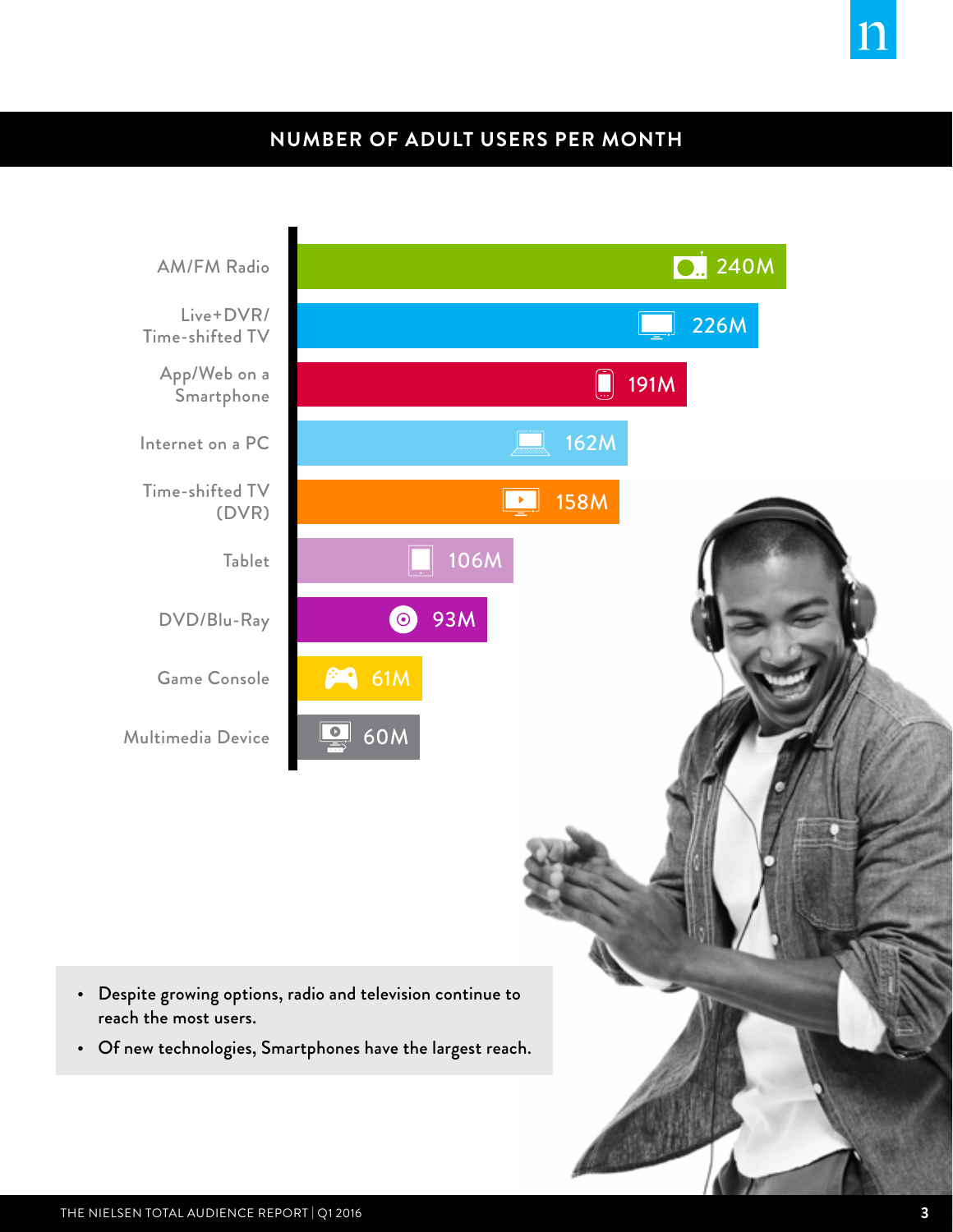## NUMBER OF ADULT USERS PER MONTH

| Platform | Adult Users per Month |
|---|---|
| AM/FM Radio | 240M |
| Live+DVR/Time-shifted TV | 226M |
| App/Web on a Smartphone | 191M |
| Internet on a PC | 162M |
| Time-shifted TV (DVR) | 158M |
| Tablet | 106M |
| DVD/Blu-Ray | 93M |
| Game Console | 61M |
| Multimedia Device | 60M |

- Despite growing options, radio and television continue to reach the most users.
- Of new technologies, Smartphones have the largest reach.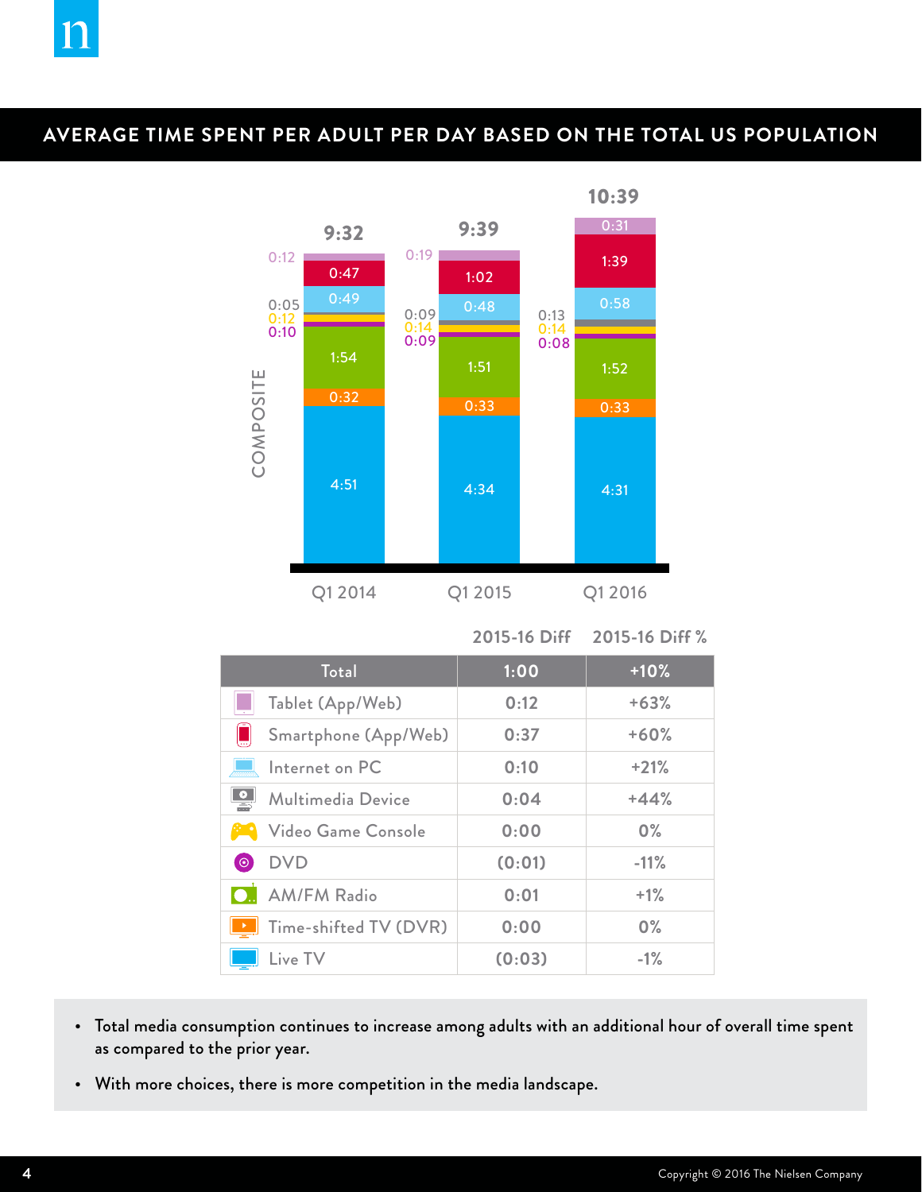## AVERAGE TIME SPENT PER ADULT PER DAY BASED ON THE TOTAL US POPULATION

COMPOSITE

| | Q1 2014 | Q1 2015 | Q1 2016 |
|---|---|---|---|
| Total | 9:32 | 9:39 | 10:39 |
| Tablet (App/Web) | 0:12 | 0:19 | 0:31 |
| Smartphone (App/Web) | 0:47 | 1:02 | 1:39 |
| Internet on PC | 0:49 | 0:48 | 0:58 |
| Multimedia Device | 0:05 | 0:09 | 0:13 |
| Video Game Console | 0:12 | 0:14 | 0:14 |
| DVD | 0:10 | 0:09 | 0:08 |
| AM/FM Radio | 1:54 | 1:51 | 1:52 |
| Time-shifted TV (DVR) | 0:32 | 0:33 | 0:33 |
| Live TV | 4:51 | 4:34 | 4:31 |

| | 2015-16 Diff | 2015-16 Diff % |
|---|---|---|
| Total | 1:00 | +10% |
| Tablet (App/Web) | 0:12 | +63% |
| Smartphone (App/Web) | 0:37 | +60% |
| Internet on PC | 0:10 | +21% |
| Multimedia Device | 0:04 | +44% |
| Video Game Console | 0:00 | 0% |
| DVD | (0:01) | -11% |
| AM/FM Radio | 0:01 | +1% |
| Time-shifted TV (DVR) | 0:00 | 0% |
| Live TV | (0:03) | -1% |

- Total media consumption continues to increase among adults with an additional hour of overall time spent as compared to the prior year.
- With more choices, there is more competition in the media landscape.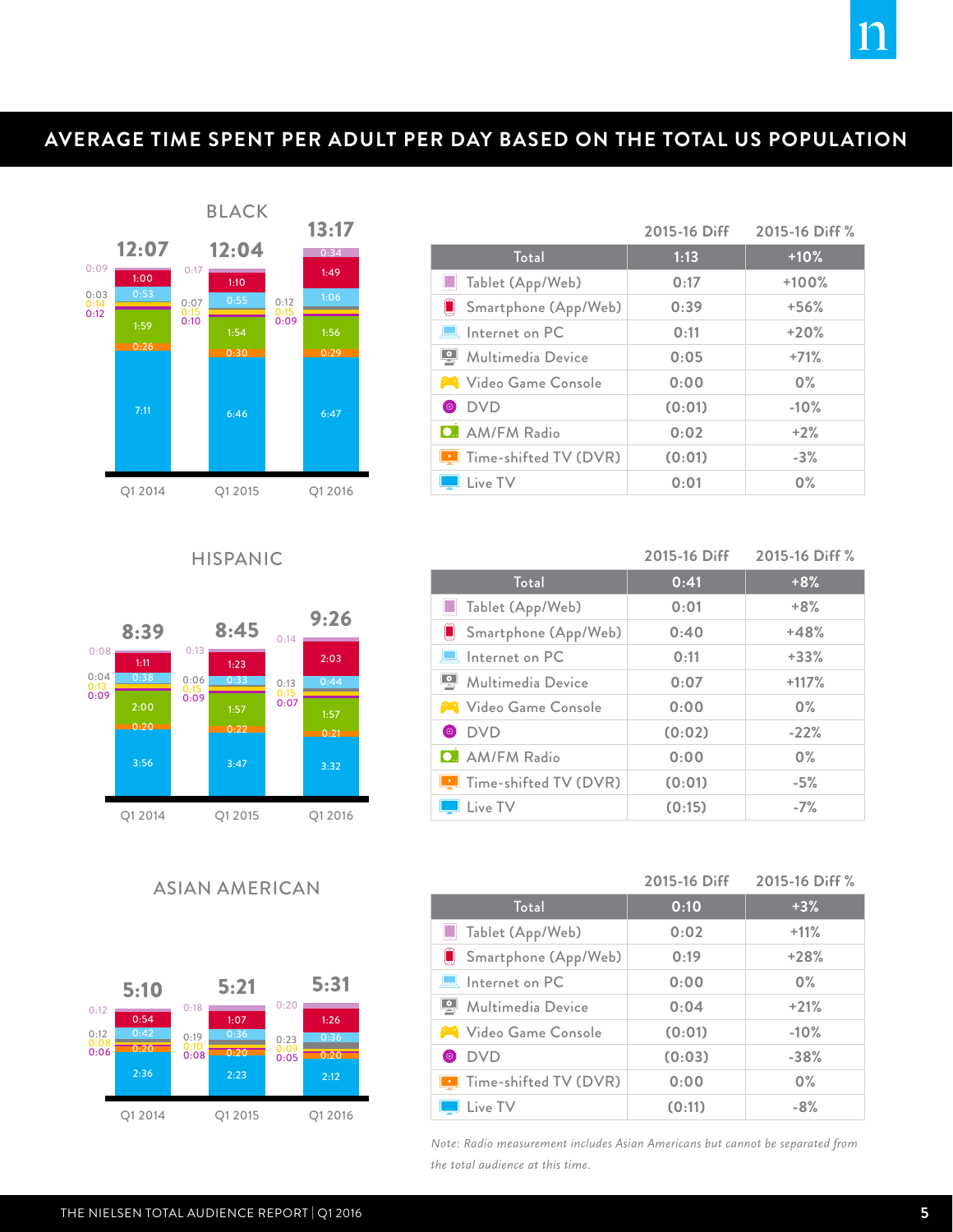## AVERAGE TIME SPENT PER ADULT PER DAY BASED ON THE TOTAL US POPULATION

### BLACK

| | Q1 2014 | Q1 2015 | Q1 2016 |
|---|---|---|---|
| Total | 12:07 | 12:04 | 13:17 |
| Tablet (App/Web) | 0:09 | 0:17 | 0:34 |
| Smartphone (App/Web) | 1:00 | 1:10 | 1:49 |
| Internet on PC | 0:53 | 0:55 | 1:06 |
| Multimedia Device | 0:03 | 0:07 | 0:12 |
| Video Game Console | 0:14 | 0:15 | 0:15 |
| DVD | 0:12 | 0:10 | 0:09 |
| AM/FM Radio | 1:59 | 1:54 | 1:56 |
| Time-shifted TV (DVR) | 0:26 | 0:30 | 0:29 |
| Live TV | 7:11 | 6:46 | 6:47 |

| | 2015-16 Diff | 2015-16 Diff % |
|---|---|---|
| Total | 1:13 | +10% |
| Tablet (App/Web) | 0:17 | +100% |
| Smartphone (App/Web) | 0:39 | +56% |
| Internet on PC | 0:11 | +20% |
| Multimedia Device | 0:05 | +71% |
| Video Game Console | 0:00 | 0% |
| DVD | (0:01) | -10% |
| AM/FM Radio | 0:02 | +2% |
| Time-shifted TV (DVR) | (0:01) | -3% |
| Live TV | 0:01 | 0% |

### HISPANIC

| | Q1 2014 | Q1 2015 | Q1 2016 |
|---|---|---|---|
| Total | 8:39 | 8:45 | 9:26 |
| Tablet (App/Web) | 0:08 | 0:13 | 0:14 |
| Smartphone (App/Web) | 1:11 | 1:23 | 2:03 |
| Internet on PC | 0:38 | 0:33 | 0:44 |
| Multimedia Device | 0:04 | 0:06 | 0:13 |
| Video Game Console | 0:13 | 0:15 | 0:15 |
| DVD | 0:09 | 0:09 | 0:07 |
| AM/FM Radio | 2:00 | 1:57 | 1:57 |
| Time-shifted TV (DVR) | 0:20 | 0:22 | 0:21 |
| Live TV | 3:56 | 3:47 | 3:32 |

| | 2015-16 Diff | 2015-16 Diff % |
|---|---|---|
| Total | 0:41 | +8% |
| Tablet (App/Web) | 0:01 | +8% |
| Smartphone (App/Web) | 0:40 | +48% |
| Internet on PC | 0:11 | +33% |
| Multimedia Device | 0:07 | +117% |
| Video Game Console | 0:00 | 0% |
| DVD | (0:02) | -22% |
| AM/FM Radio | 0:00 | 0% |
| Time-shifted TV (DVR) | (0:01) | -5% |
| Live TV | (0:15) | -7% |

### ASIAN AMERICAN

| | Q1 2014 | Q1 2015 | Q1 2016 |
|---|---|---|---|
| Total | 5:10 | 5:21 | 5:31 |
| Tablet (App/Web) | 0:12 | 0:18 | 0:20 |
| Smartphone (App/Web) | 0:54 | 1:07 | 1:26 |
| Internet on PC | 0:42 | 0:36 | 0:36 |
| Multimedia Device | 0:12 | 0:19 | 0:23 |
| Video Game Console | 0:08 | 0:10 | 0:09 |
| DVD | 0:06 | 0:08 | 0:05 |
| Time-shifted TV (DVR) | 0:20 | 0:20 | 0:20 |
| Live TV | 2:36 | 2:23 | 2:12 |

| | 2015-16 Diff | 2015-16 Diff % |
|---|---|---|
| Total | 0:10 | +3% |
| Tablet (App/Web) | 0:02 | +11% |
| Smartphone (App/Web) | 0:19 | +28% |
| Internet on PC | 0:00 | 0% |
| Multimedia Device | 0:04 | +21% |
| Video Game Console | (0:01) | -10% |
| DVD | (0:03) | -38% |
| Time-shifted TV (DVR) | 0:00 | 0% |
| Live TV | (0:11) | -8% |

*Note: Radio measurement includes Asian Americans but cannot be separated from the total audience at this time.*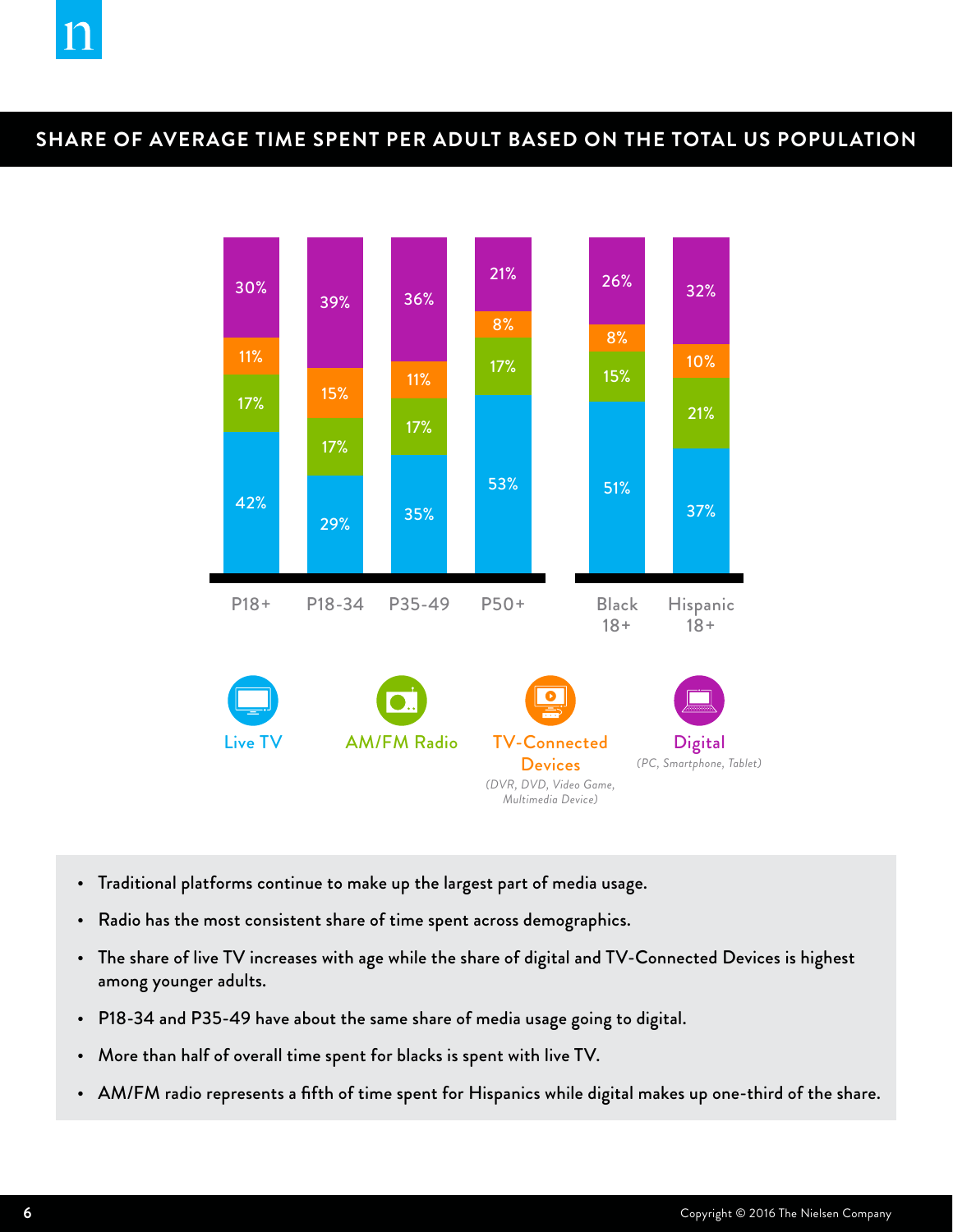## SHARE OF AVERAGE TIME SPENT PER ADULT BASED ON THE TOTAL US POPULATION

| | P18+ | P18-34 | P35-49 | P50+ | Black 18+ | Hispanic 18+ |
|---|---|---|---|---|---|---|
| Digital (PC, Smartphone, Tablet) | 30% | 39% | 36% | 21% | 26% | 32% |
| TV-Connected Devices (DVR, DVD, Video Game, Multimedia Device) | 11% | 15% | 11% | 8% | 8% | 10% |
| AM/FM Radio | 17% | 17% | 17% | 17% | 15% | 21% |
| Live TV | 42% | 29% | 35% | 53% | 51% | 37% |

- Traditional platforms continue to make up the largest part of media usage.
- Radio has the most consistent share of time spent across demographics.
- The share of live TV increases with age while the share of digital and TV-Connected Devices is highest among younger adults.
- P18-34 and P35-49 have about the same share of media usage going to digital.
- More than half of overall time spent for blacks is spent with live TV.
- AM/FM radio represents a fifth of time spent for Hispanics while digital makes up one-third of the share.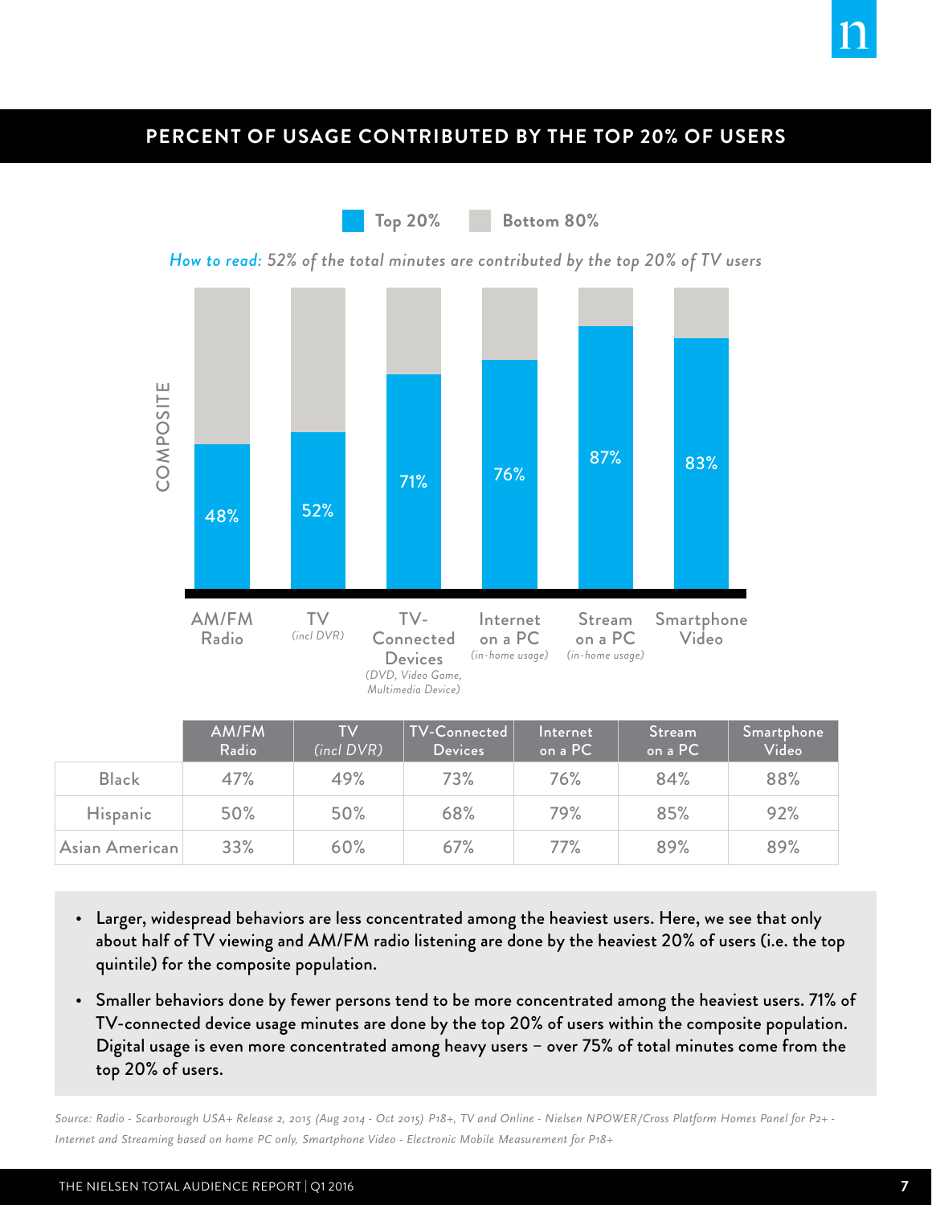## PERCENT OF USAGE CONTRIBUTED BY THE TOP 20% OF USERS

Top 20% | Bottom 80%

*How to read: 52% of the total minutes are contributed by the top 20% of TV users*

COMPOSITE

| | AM/FM Radio | TV *(incl DVR)* | TV-Connected Devices *(DVD, Video Game, Multimedia Device)* | Internet on a PC *(in-home usage)* | Stream on a PC *(in-home usage)* | Smartphone Video |
|---|---|---|---|---|---|---|
| Top 20% | 48% | 52% | 71% | 76% | 87% | 83% |

| | AM/FM Radio | TV *(incl DVR)* | TV-Connected Devices | Internet on a PC | Stream on a PC | Smartphone Video |
|---|---|---|---|---|---|---|
| Black | 47% | 49% | 73% | 76% | 84% | 88% |
| Hispanic | 50% | 50% | 68% | 79% | 85% | 92% |
| Asian American | 33% | 60% | 67% | 77% | 89% | 89% |

- Larger, widespread behaviors are less concentrated among the heaviest users. Here, we see that only about half of TV viewing and AM/FM radio listening are done by the heaviest 20% of users (i.e. the top quintile) for the composite population.
- Smaller behaviors done by fewer persons tend to be more concentrated among the heaviest users. 71% of TV-connected device usage minutes are done by the top 20% of users within the composite population. Digital usage is even more concentrated among heavy users – over 75% of total minutes come from the top 20% of users.

*Source: Radio - Scarborough USA+ Release 2, 2015 (Aug 2014 - Oct 2015) P18+, TV and Online - Nielsen NPOWER/Cross Platform Homes Panel for P2+ - Internet and Streaming based on home PC only, Smartphone Video - Electronic Mobile Measurement for P18+*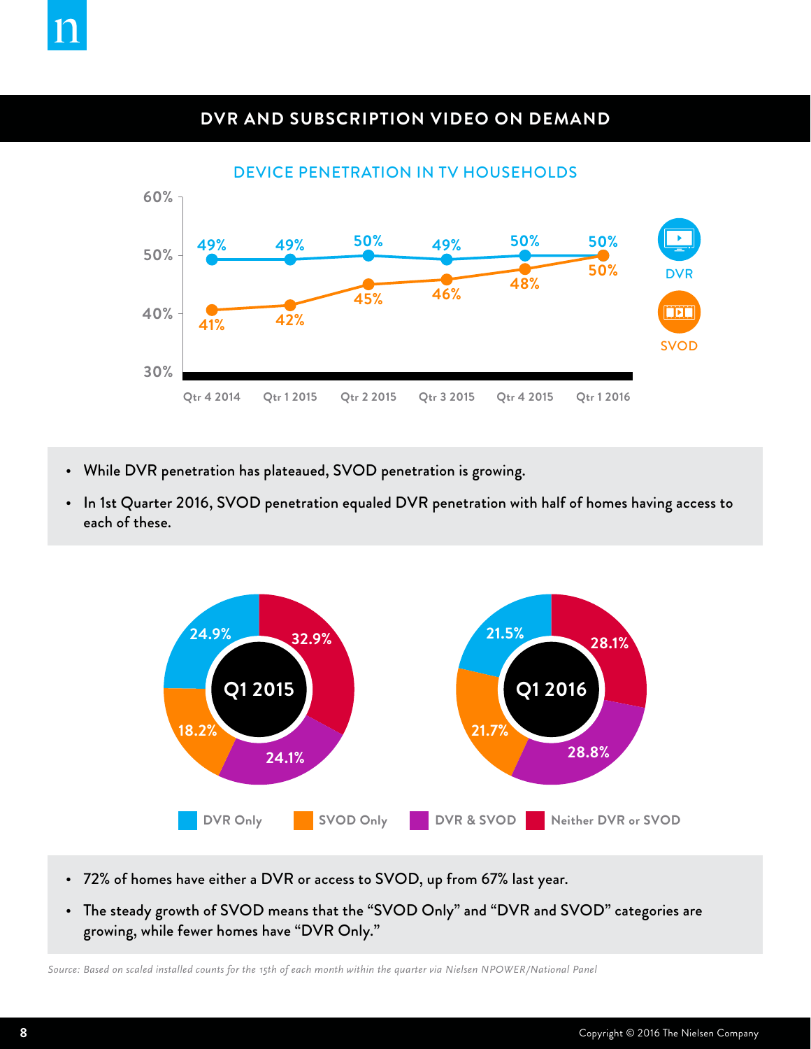## DVR AND SUBSCRIPTION VIDEO ON DEMAND

### DEVICE PENETRATION IN TV HOUSEHOLDS

| | Qtr 4 2014 | Qtr 1 2015 | Qtr 2 2015 | Qtr 3 2015 | Qtr 4 2015 | Qtr 1 2016 |
|---|---|---|---|---|---|---|
| DVR | 49% | 49% | 50% | 49% | 50% | 50% |
| SVOD | 41% | 42% | 45% | 46% | 48% | 50% |

- While DVR penetration has plateaued, SVOD penetration is growing.
- In 1st Quarter 2016, SVOD penetration equaled DVR penetration with half of homes having access to each of these.

| | Q1 2015 | Q1 2016 |
|---|---|---|
| DVR Only | 24.9% | 21.5% |
| SVOD Only | 18.2% | 21.7% |
| DVR & SVOD | 24.1% | 28.8% |
| Neither DVR or SVOD | 32.9% | 28.1% |

- 72% of homes have either a DVR or access to SVOD, up from 67% last year.
- The steady growth of SVOD means that the "SVOD Only" and "DVR and SVOD" categories are growing, while fewer homes have "DVR Only."

*Source: Based on scaled installed counts for the 15th of each month within the quarter via Nielsen NPOWER/National Panel*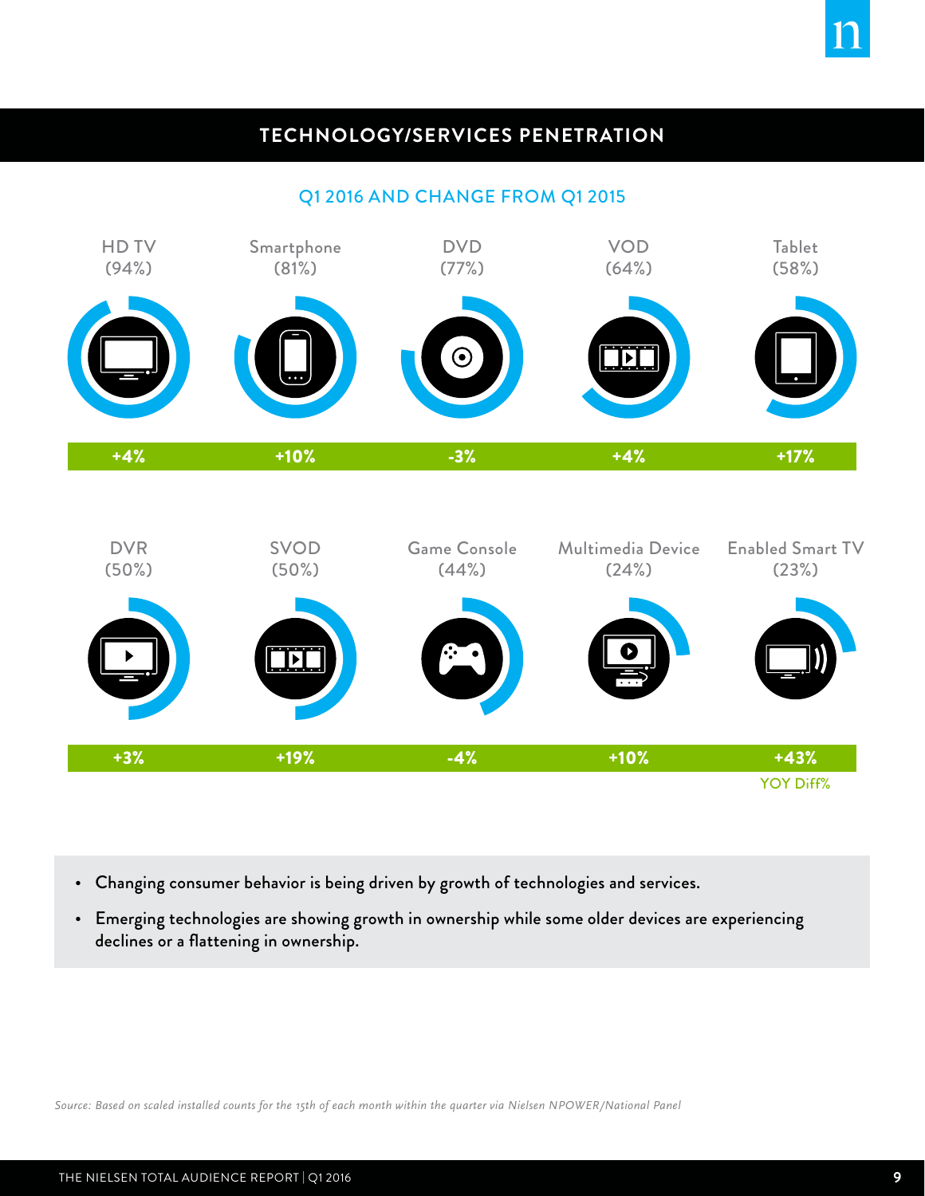## TECHNOLOGY/SERVICES PENETRATION

### Q1 2016 AND CHANGE FROM Q1 2015

| Device | Penetration | YOY Diff% |
|---|---|---|
| HD TV | 94% | +4% |
| Smartphone | 81% | +10% |
| DVD | 77% | -3% |
| VOD | 64% | +4% |
| Tablet | 58% | +17% |
| DVR | 50% | +3% |
| SVOD | 50% | +19% |
| Game Console | 44% | -4% |
| Multimedia Device | 24% | +10% |
| Enabled Smart TV | 23% | +43% |

- Changing consumer behavior is being driven by growth of technologies and services.
- Emerging technologies are showing growth in ownership while some older devices are experiencing declines or a flattening in ownership.

*Source: Based on scaled installed counts for the 15th of each month within the quarter via Nielsen NPOWER/National Panel*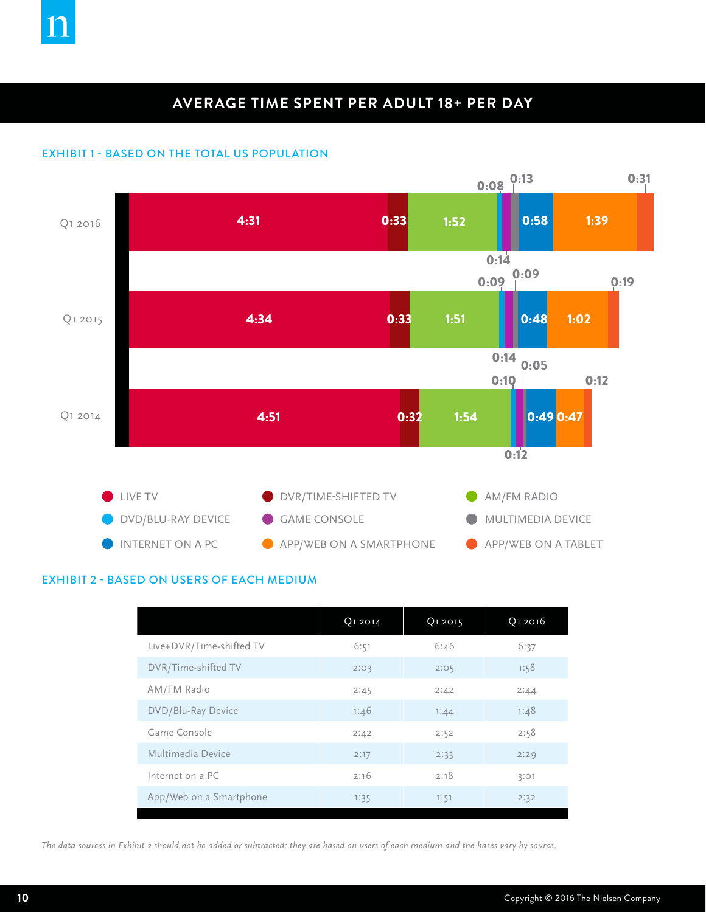## AVERAGE TIME SPENT PER ADULT 18+ PER DAY

### EXHIBIT 1 - BASED ON THE TOTAL US POPULATION

| | Live TV | DVR/Time-shifted TV | AM/FM Radio | DVD/Blu-Ray Device | Game Console | Multimedia Device | Internet on a PC | App/Web on a Smartphone | App/Web on a Tablet |
|---|---|---|---|---|---|---|---|---|---|
| Q1 2016 | 4:31 | 0:33 | 1:52 | 0:08 | 0:14 | 0:13 | 0:58 | 1:39 | 0:31 |
| Q1 2015 | 4:34 | 0:33 | 1:51 | 0:09 | 0:14 | 0:09 | 0:48 | 1:02 | 0:19 |
| Q1 2014 | 4:51 | 0:32 | 1:54 | 0:10 | 0:12 | 0:05 | 0:49 | 0:47 | 0:12 |

LIVE TV · DVR/TIME-SHIFTED TV · AM/FM RADIO · DVD/BLU-RAY DEVICE · GAME CONSOLE · MULTIMEDIA DEVICE · INTERNET ON A PC · APP/WEB ON A SMARTPHONE · APP/WEB ON A TABLET

### EXHIBIT 2 - BASED ON USERS OF EACH MEDIUM

| | Q1 2014 | Q1 2015 | Q1 2016 |
|---|---|---|---|
| Live+DVR/Time-shifted TV | 6:51 | 6:46 | 6:37 |
| DVR/Time-shifted TV | 2:03 | 2:05 | 1:58 |
| AM/FM Radio | 2:45 | 2:42 | 2:44 |
| DVD/Blu-Ray Device | 1:46 | 1:44 | 1:48 |
| Game Console | 2:42 | 2:52 | 2:58 |
| Multimedia Device | 2:17 | 2:33 | 2:29 |
| Internet on a PC | 2:16 | 2:18 | 3:01 |
| App/Web on a Smartphone | 1:35 | 1:51 | 2:32 |

*The data sources in Exhibit 2 should not be added or subtracted; they are based on users of each medium and the bases vary by source.*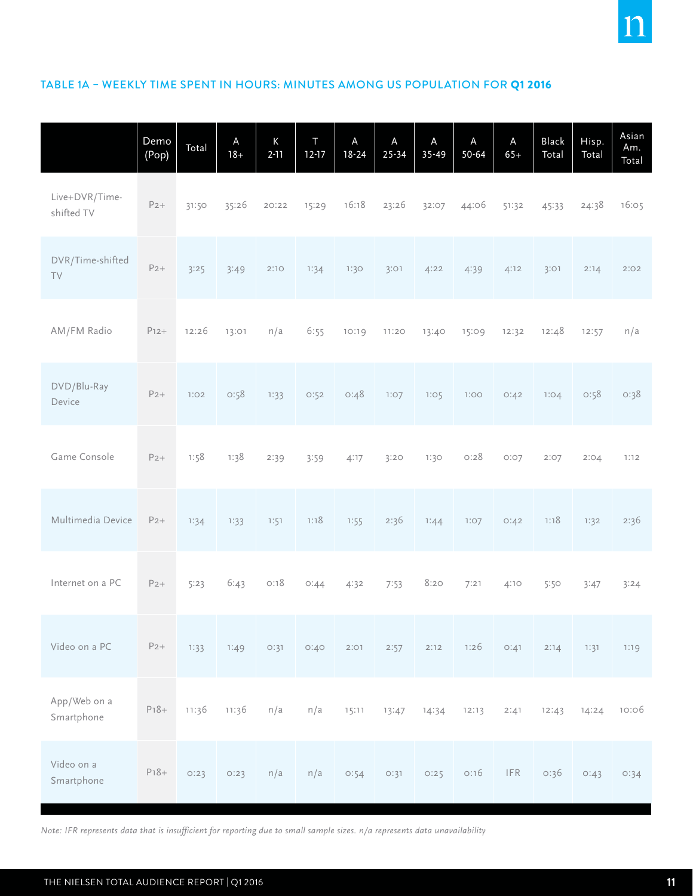## TABLE 1A – WEEKLY TIME SPENT IN HOURS: MINUTES AMONG US POPULATION FOR **Q1 2016**

| | Demo (Pop) | Total | A 18+ | K 2-11 | T 12-17 | A 18-24 | A 25-34 | A 35-49 | A 50-64 | A 65+ | Black Total | Hisp. Total | Asian Am. Total |
|---|---|---|---|---|---|---|---|---|---|---|---|---|---|
| Live+DVR/Time-shifted TV | P2+ | 31:50 | 35:26 | 20:22 | 15:29 | 16:18 | 23:26 | 32:07 | 44:06 | 51:32 | 45:33 | 24:38 | 16:05 |
| DVR/Time-shifted TV | P2+ | 3:25 | 3:49 | 2:10 | 1:34 | 1:30 | 3:01 | 4:22 | 4:39 | 4:12 | 3:01 | 2:14 | 2:02 |
| AM/FM Radio | P12+ | 12:26 | 13:01 | n/a | 6:55 | 10:19 | 11:20 | 13:40 | 15:09 | 12:32 | 12:48 | 12:57 | n/a |
| DVD/Blu-Ray Device | P2+ | 1:02 | 0:58 | 1:33 | 0:52 | 0:48 | 1:07 | 1:05 | 1:00 | 0:42 | 1:04 | 0:58 | 0:38 |
| Game Console | P2+ | 1:58 | 1:38 | 2:39 | 3:59 | 4:17 | 3:20 | 1:30 | 0:28 | 0:07 | 2:07 | 2:04 | 1:12 |
| Multimedia Device | P2+ | 1:34 | 1:33 | 1:51 | 1:18 | 1:55 | 2:36 | 1:44 | 1:07 | 0:42 | 1:18 | 1:32 | 2:36 |
| Internet on a PC | P2+ | 5:23 | 6:43 | 0:18 | 0:44 | 4:32 | 7:53 | 8:20 | 7:21 | 4:10 | 5:50 | 3:47 | 3:24 |
| Video on a PC | P2+ | 1:33 | 1:49 | 0:31 | 0:40 | 2:01 | 2:57 | 2:12 | 1:26 | 0:41 | 2:14 | 1:31 | 1:19 |
| App/Web on a Smartphone | P18+ | 11:36 | 11:36 | n/a | n/a | 15:11 | 13:47 | 14:34 | 12:13 | 2:41 | 12:43 | 14:24 | 10:06 |
| Video on a Smartphone | P18+ | 0:23 | 0:23 | n/a | n/a | 0:54 | 0:31 | 0:25 | 0:16 | IFR | 0:36 | 0:43 | 0:34 |

*Note: IFR represents data that is insufficient for reporting due to small sample sizes. n/a represents data unavailability*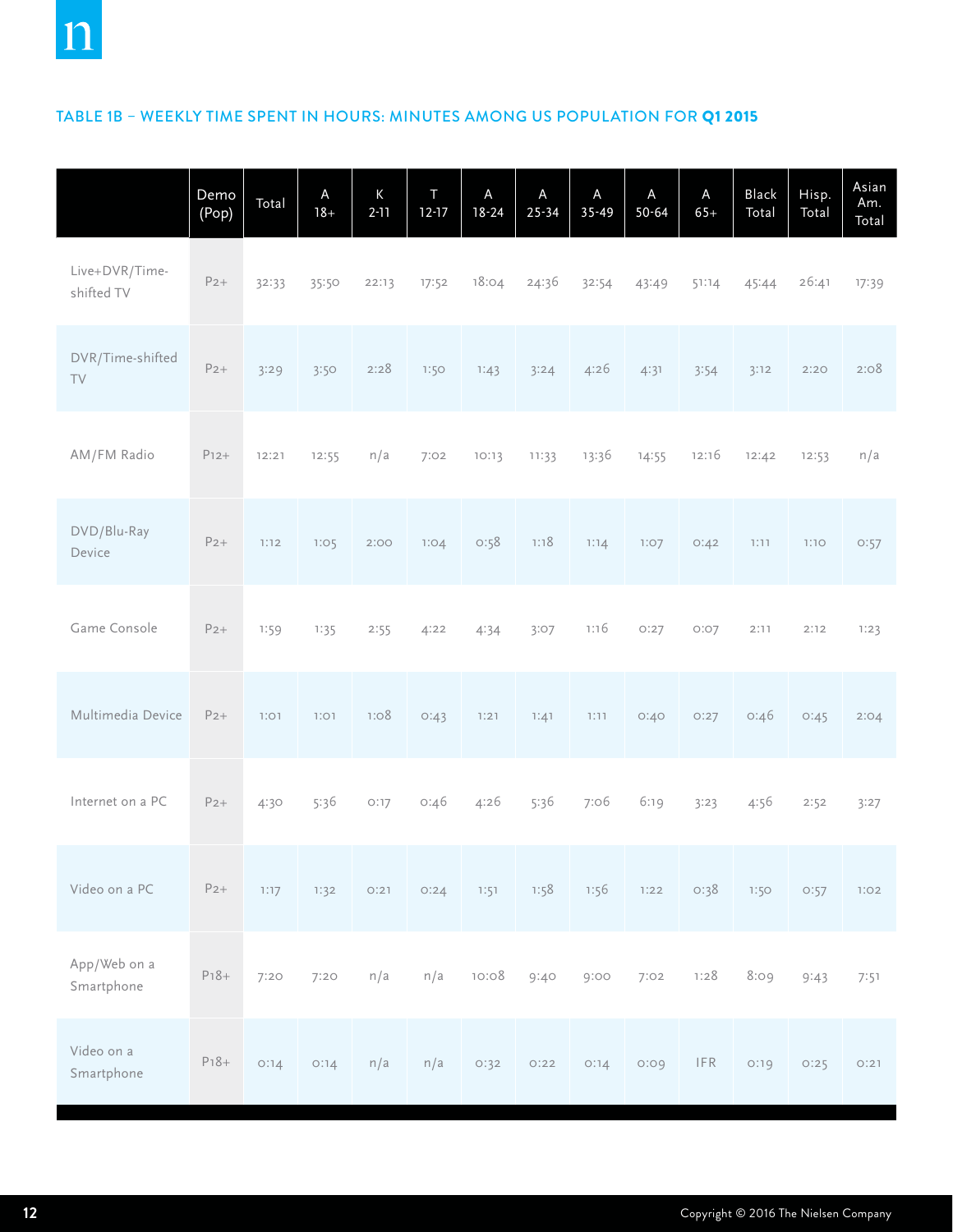## TABLE 1B – WEEKLY TIME SPENT IN HOURS: MINUTES AMONG US POPULATION FOR **Q1 2015**

| | Demo (Pop) | Total | A 18+ | K 2-11 | T 12-17 | A 18-24 | A 25-34 | A 35-49 | A 50-64 | A 65+ | Black Total | Hisp. Total | Asian Am. Total |
|---|---|---|---|---|---|---|---|---|---|---|---|---|---|
| Live+DVR/Time-shifted TV | P2+ | 32:33 | 35:50 | 22:13 | 17:52 | 18:04 | 24:36 | 32:54 | 43:49 | 51:14 | 45:44 | 26:41 | 17:39 |
| DVR/Time-shifted TV | P2+ | 3:29 | 3:50 | 2:28 | 1:50 | 1:43 | 3:24 | 4:26 | 4:31 | 3:54 | 3:12 | 2:20 | 2:08 |
| AM/FM Radio | P12+ | 12:21 | 12:55 | n/a | 7:02 | 10:13 | 11:33 | 13:36 | 14:55 | 12:16 | 12:42 | 12:53 | n/a |
| DVD/Blu-Ray Device | P2+ | 1:12 | 1:05 | 2:00 | 1:04 | 0:58 | 1:18 | 1:14 | 1:07 | 0:42 | 1:11 | 1:10 | 0:57 |
| Game Console | P2+ | 1:59 | 1:35 | 2:55 | 4:22 | 4:34 | 3:07 | 1:16 | 0:27 | 0:07 | 2:11 | 2:12 | 1:23 |
| Multimedia Device | P2+ | 1:01 | 1:01 | 1:08 | 0:43 | 1:21 | 1:41 | 1:11 | 0:40 | 0:27 | 0:46 | 0:45 | 2:04 |
| Internet on a PC | P2+ | 4:30 | 5:36 | 0:17 | 0:46 | 4:26 | 5:36 | 7:06 | 6:19 | 3:23 | 4:56 | 2:52 | 3:27 |
| Video on a PC | P2+ | 1:17 | 1:32 | 0:21 | 0:24 | 1:51 | 1:58 | 1:56 | 1:22 | 0:38 | 1:50 | 0:57 | 1:02 |
| App/Web on a Smartphone | P18+ | 7:20 | 7:20 | n/a | n/a | 10:08 | 9:40 | 9:00 | 7:02 | 1:28 | 8:09 | 9:43 | 7:51 |
| Video on a Smartphone | P18+ | 0:14 | 0:14 | n/a | n/a | 0:32 | 0:22 | 0:14 | 0:09 | IFR | 0:19 | 0:25 | 0:21 |

Copyright © 2016 The Nielsen Company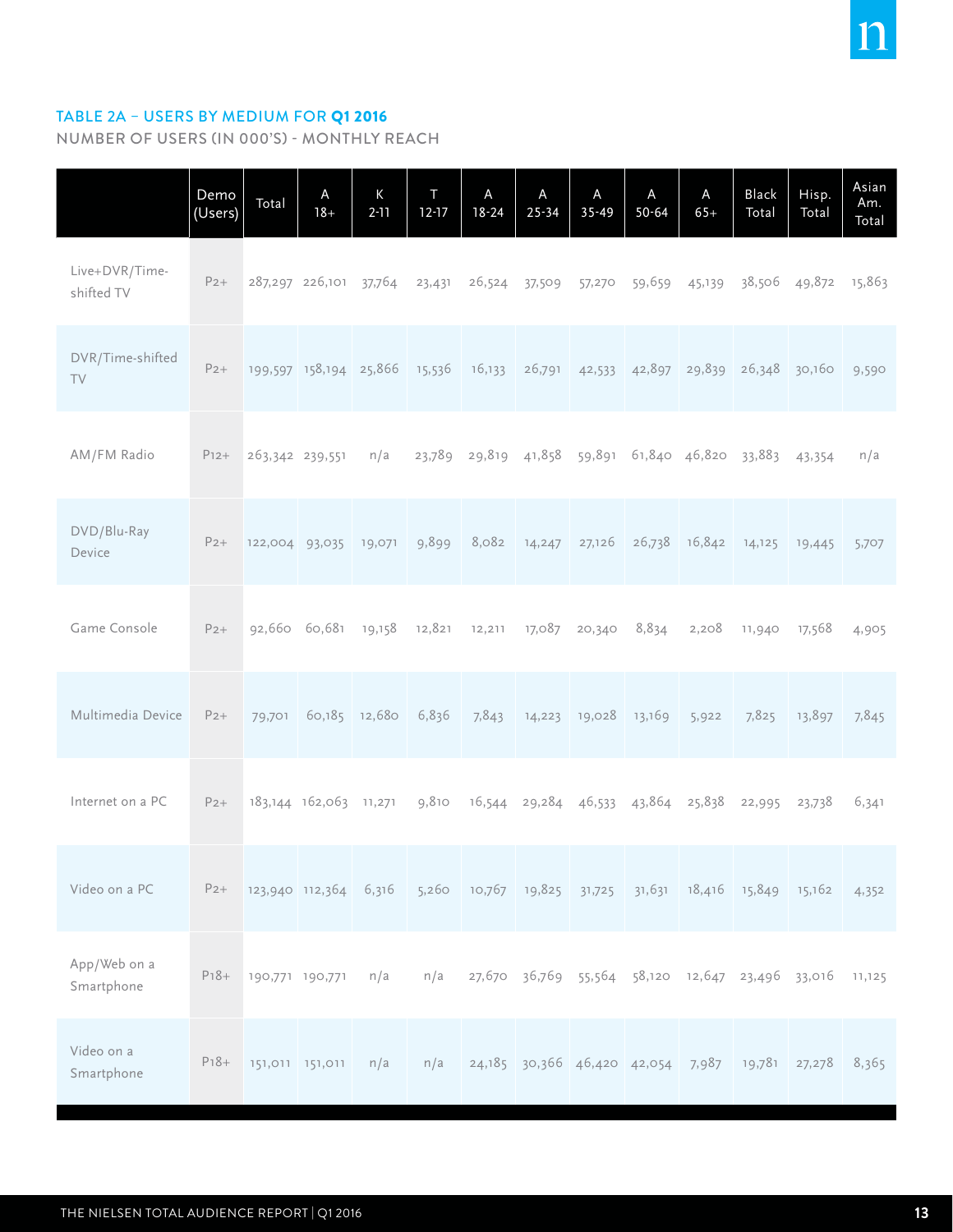## TABLE 2A – USERS BY MEDIUM FOR **Q1 2016**

NUMBER OF USERS (IN 000'S) - MONTHLY REACH

| | Demo (Users) | Total | A 18+ | K 2-11 | T 12-17 | A 18-24 | A 25-34 | A 35-49 | A 50-64 | A 65+ | Black Total | Hisp. Total | Asian Am. Total |
|---|---|---|---|---|---|---|---|---|---|---|---|---|---|
| Live+DVR/Time-shifted TV | P2+ | 287,297 | 226,101 | 37,764 | 23,431 | 26,524 | 37,509 | 57,270 | 59,659 | 45,139 | 38,506 | 49,872 | 15,863 |
| DVR/Time-shifted TV | P2+ | 199,597 | 158,194 | 25,866 | 15,536 | 16,133 | 26,791 | 42,533 | 42,897 | 29,839 | 26,348 | 30,160 | 9,590 |
| AM/FM Radio | P12+ | 263,342 | 239,551 | n/a | 23,789 | 29,819 | 41,858 | 59,891 | 61,840 | 46,820 | 33,883 | 43,354 | n/a |
| DVD/Blu-Ray Device | P2+ | 122,004 | 93,035 | 19,071 | 9,899 | 8,082 | 14,247 | 27,126 | 26,738 | 16,842 | 14,125 | 19,445 | 5,707 |
| Game Console | P2+ | 92,660 | 60,681 | 19,158 | 12,821 | 12,211 | 17,087 | 20,340 | 8,834 | 2,208 | 11,940 | 17,568 | 4,905 |
| Multimedia Device | P2+ | 79,701 | 60,185 | 12,680 | 6,836 | 7,843 | 14,223 | 19,028 | 13,169 | 5,922 | 7,825 | 13,897 | 7,845 |
| Internet on a PC | P2+ | 183,144 | 162,063 | 11,271 | 9,810 | 16,544 | 29,284 | 46,533 | 43,864 | 25,838 | 22,995 | 23,738 | 6,341 |
| Video on a PC | P2+ | 123,940 | 112,364 | 6,316 | 5,260 | 10,767 | 19,825 | 31,725 | 31,631 | 18,416 | 15,849 | 15,162 | 4,352 |
| App/Web on a Smartphone | P18+ | 190,771 | 190,771 | n/a | n/a | 27,670 | 36,769 | 55,564 | 58,120 | 12,647 | 23,496 | 33,016 | 11,125 |
| Video on a Smartphone | P18+ | 151,011 | 151,011 | n/a | n/a | 24,185 | 30,366 | 46,420 | 42,054 | 7,987 | 19,781 | 27,278 | 8,365 |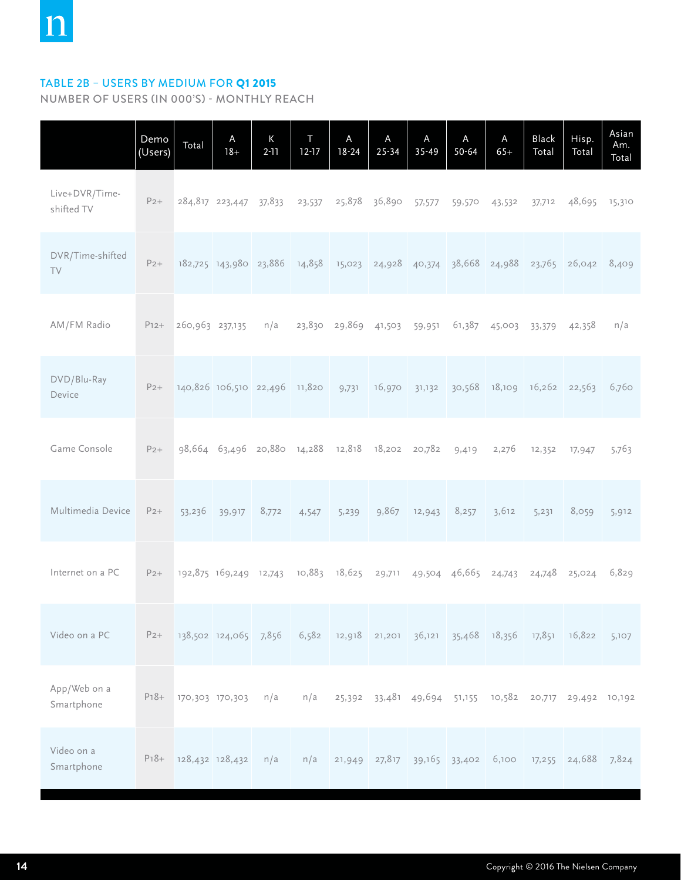## TABLE 2B – USERS BY MEDIUM FOR **Q1 2015**

NUMBER OF USERS (IN 000'S) - MONTHLY REACH

| | Demo (Users) | Total | A 18+ | K 2-11 | T 12-17 | A 18-24 | A 25-34 | A 35-49 | A 50-64 | A 65+ | Black Total | Hisp. Total | Asian Am. Total |
|---|---|---|---|---|---|---|---|---|---|---|---|---|---|
| Live+DVR/Time-shifted TV | P2+ | 284,817 | 223,447 | 37,833 | 23,537 | 25,878 | 36,890 | 57,577 | 59,570 | 43,532 | 37,712 | 48,695 | 15,310 |
| DVR/Time-shifted TV | P2+ | 182,725 | 143,980 | 23,886 | 14,858 | 15,023 | 24,928 | 40,374 | 38,668 | 24,988 | 23,765 | 26,042 | 8,409 |
| AM/FM Radio | P12+ | 260,963 | 237,135 | n/a | 23,830 | 29,869 | 41,503 | 59,951 | 61,387 | 45,003 | 33,379 | 42,358 | n/a |
| DVD/Blu-Ray Device | P2+ | 140,826 | 106,510 | 22,496 | 11,820 | 9,731 | 16,970 | 31,132 | 30,568 | 18,109 | 16,262 | 22,563 | 6,760 |
| Game Console | P2+ | 98,664 | 63,496 | 20,880 | 14,288 | 12,818 | 18,202 | 20,782 | 9,419 | 2,276 | 12,352 | 17,947 | 5,763 |
| Multimedia Device | P2+ | 53,236 | 39,917 | 8,772 | 4,547 | 5,239 | 9,867 | 12,943 | 8,257 | 3,612 | 5,231 | 8,059 | 5,912 |
| Internet on a PC | P2+ | 192,875 | 169,249 | 12,743 | 10,883 | 18,625 | 29,711 | 49,504 | 46,665 | 24,743 | 24,748 | 25,024 | 6,829 |
| Video on a PC | P2+ | 138,502 | 124,065 | 7,856 | 6,582 | 12,918 | 21,201 | 36,121 | 35,468 | 18,356 | 17,851 | 16,822 | 5,107 |
| App/Web on a Smartphone | P18+ | 170,303 | 170,303 | n/a | n/a | 25,392 | 33,481 | 49,694 | 51,155 | 10,582 | 20,717 | 29,492 | 10,192 |
| Video on a Smartphone | P18+ | 128,432 | 128,432 | n/a | n/a | 21,949 | 27,817 | 39,165 | 33,402 | 6,100 | 17,255 | 24,688 | 7,824 |

Copyright © 2016 The Nielsen Company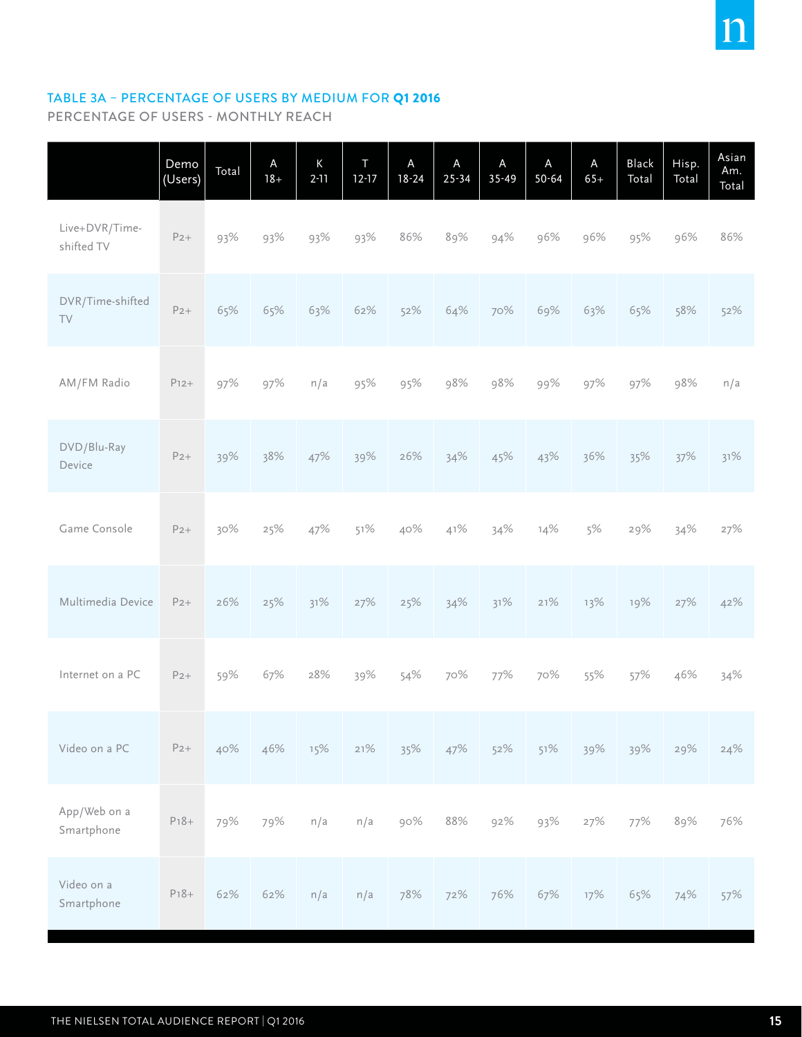## TABLE 3A – PERCENTAGE OF USERS BY MEDIUM FOR **Q1 2016**

PERCENTAGE OF USERS - MONTHLY REACH

| | Demo (Users) | Total | A 18+ | K 2-11 | T 12-17 | A 18-24 | A 25-34 | A 35-49 | A 50-64 | A 65+ | Black Total | Hisp. Total | Asian Am. Total |
|---|---|---|---|---|---|---|---|---|---|---|---|---|---|
| Live+DVR/Time-shifted TV | P2+ | 93% | 93% | 93% | 93% | 86% | 89% | 94% | 96% | 96% | 95% | 96% | 86% |
| DVR/Time-shifted TV | P2+ | 65% | 65% | 63% | 62% | 52% | 64% | 70% | 69% | 63% | 65% | 58% | 52% |
| AM/FM Radio | P12+ | 97% | 97% | n/a | 95% | 95% | 98% | 98% | 99% | 97% | 97% | 98% | n/a |
| DVD/Blu-Ray Device | P2+ | 39% | 38% | 47% | 39% | 26% | 34% | 45% | 43% | 36% | 35% | 37% | 31% |
| Game Console | P2+ | 30% | 25% | 47% | 51% | 40% | 41% | 34% | 14% | 5% | 29% | 34% | 27% |
| Multimedia Device | P2+ | 26% | 25% | 31% | 27% | 25% | 34% | 31% | 21% | 13% | 19% | 27% | 42% |
| Internet on a PC | P2+ | 59% | 67% | 28% | 39% | 54% | 70% | 77% | 70% | 55% | 57% | 46% | 34% |
| Video on a PC | P2+ | 40% | 46% | 15% | 21% | 35% | 47% | 52% | 51% | 39% | 39% | 29% | 24% |
| App/Web on a Smartphone | P18+ | 79% | 79% | n/a | n/a | 90% | 88% | 92% | 93% | 27% | 77% | 89% | 76% |
| Video on a Smartphone | P18+ | 62% | 62% | n/a | n/a | 78% | 72% | 76% | 67% | 17% | 65% | 74% | 57% |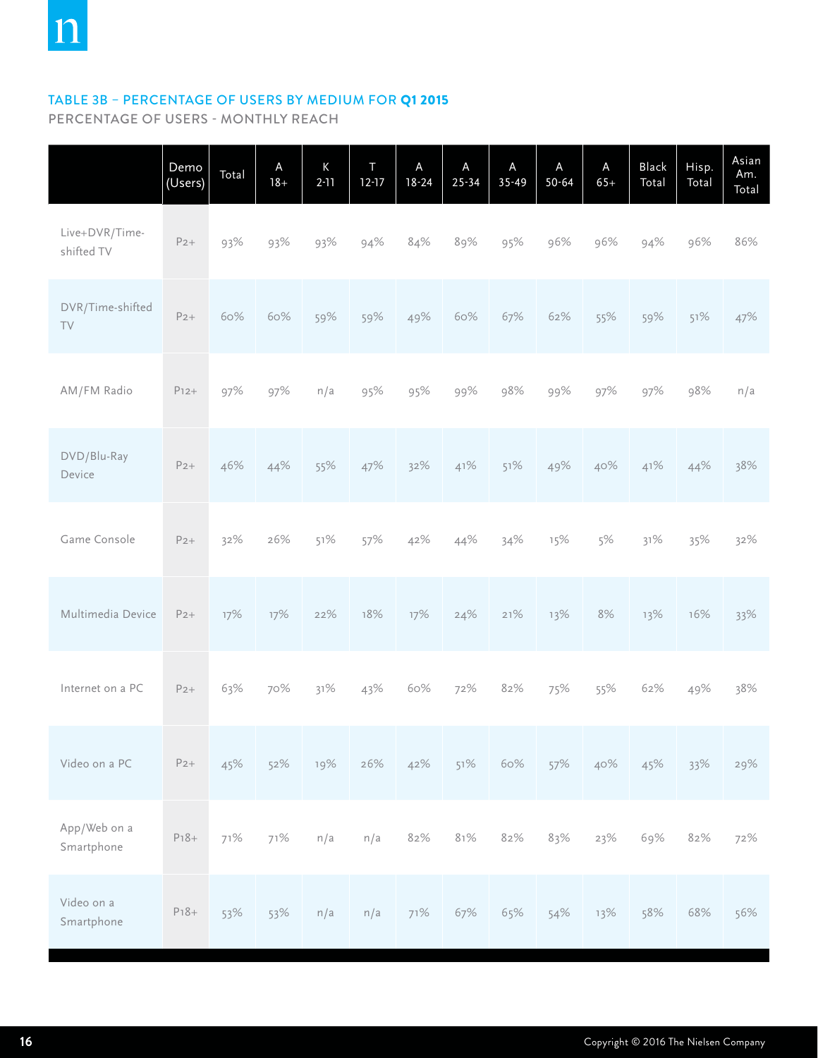### TABLE 3B – PERCENTAGE OF USERS BY MEDIUM FOR **Q1 2015**

PERCENTAGE OF USERS - MONTHLY REACH

| | Demo (Users) | Total | A 18+ | K 2-11 | T 12-17 | A 18-24 | A 25-34 | A 35-49 | A 50-64 | A 65+ | Black Total | Hisp. Total | Asian Am. Total |
|---|---|---|---|---|---|---|---|---|---|---|---|---|---|
| Live+DVR/Time-shifted TV | P2+ | 93% | 93% | 93% | 94% | 84% | 89% | 95% | 96% | 96% | 94% | 96% | 86% |
| DVR/Time-shifted TV | P2+ | 60% | 60% | 59% | 59% | 49% | 60% | 67% | 62% | 55% | 59% | 51% | 47% |
| AM/FM Radio | P12+ | 97% | 97% | n/a | 95% | 95% | 99% | 98% | 99% | 97% | 97% | 98% | n/a |
| DVD/Blu-Ray Device | P2+ | 46% | 44% | 55% | 47% | 32% | 41% | 51% | 49% | 40% | 41% | 44% | 38% |
| Game Console | P2+ | 32% | 26% | 51% | 57% | 42% | 44% | 34% | 15% | 5% | 31% | 35% | 32% |
| Multimedia Device | P2+ | 17% | 17% | 22% | 18% | 17% | 24% | 21% | 13% | 8% | 13% | 16% | 33% |
| Internet on a PC | P2+ | 63% | 70% | 31% | 43% | 60% | 72% | 82% | 75% | 55% | 62% | 49% | 38% |
| Video on a PC | P2+ | 45% | 52% | 19% | 26% | 42% | 51% | 60% | 57% | 40% | 45% | 33% | 29% |
| App/Web on a Smartphone | P18+ | 71% | 71% | n/a | n/a | 82% | 81% | 82% | 83% | 23% | 69% | 82% | 72% |
| Video on a Smartphone | P18+ | 53% | 53% | n/a | n/a | 71% | 67% | 65% | 54% | 13% | 58% | 68% | 56% |

Copyright © 2016 The Nielsen Company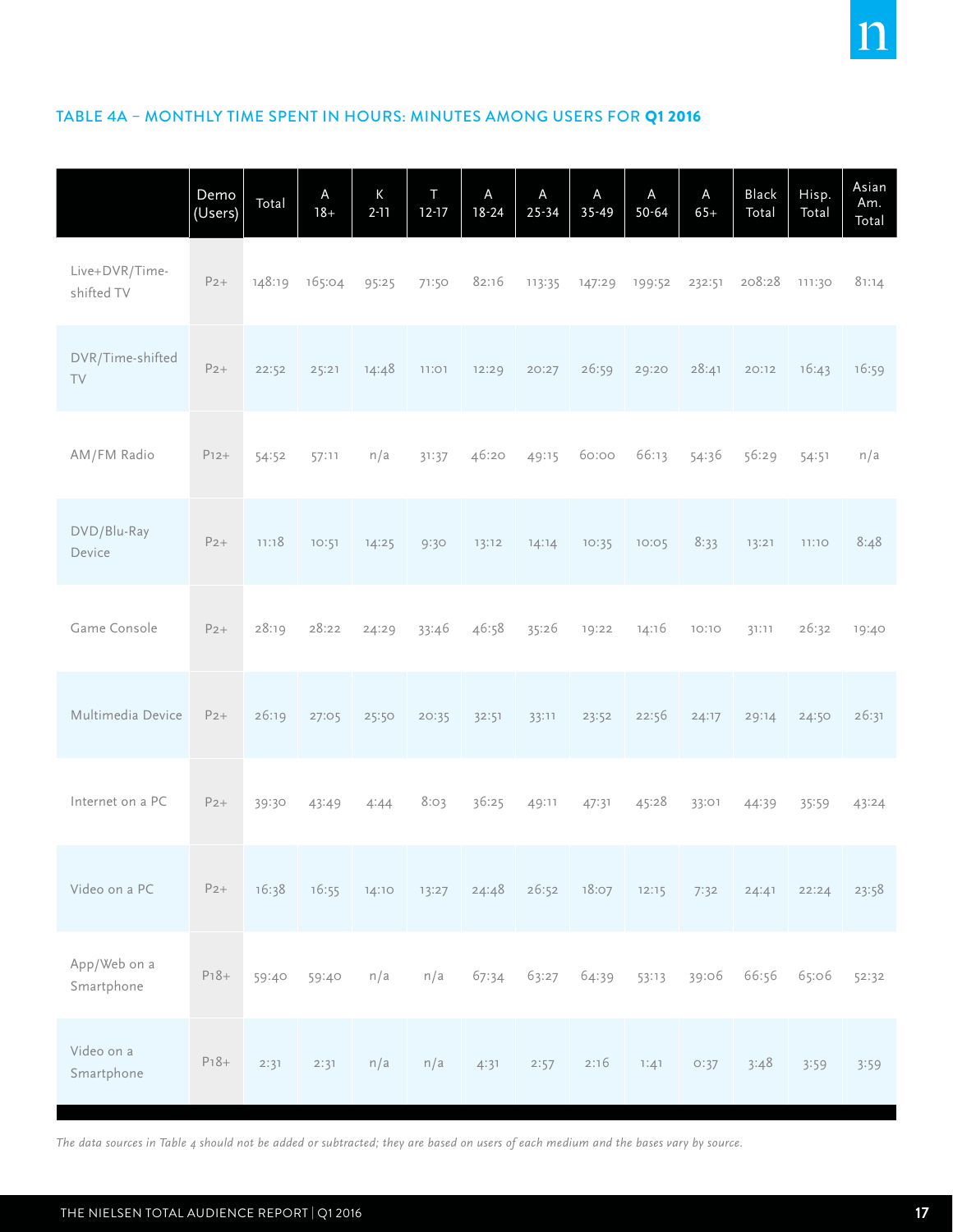## TABLE 4A – MONTHLY TIME SPENT IN HOURS: MINUTES AMONG USERS FOR **Q1 2016**

| | Demo (Users) | Total | A 18+ | K 2-11 | T 12-17 | A 18-24 | A 25-34 | A 35-49 | A 50-64 | A 65+ | Black Total | Hisp. Total | Asian Am. Total |
|---|---|---|---|---|---|---|---|---|---|---|---|---|---|
| Live+DVR/Time-shifted TV | P2+ | 148:19 | 165:04 | 95:25 | 71:50 | 82:16 | 113:35 | 147:29 | 199:52 | 232:51 | 208:28 | 111:30 | 81:14 |
| DVR/Time-shifted TV | P2+ | 22:52 | 25:21 | 14:48 | 11:01 | 12:29 | 20:27 | 26:59 | 29:20 | 28:41 | 20:12 | 16:43 | 16:59 |
| AM/FM Radio | P12+ | 54:52 | 57:11 | n/a | 31:37 | 46:20 | 49:15 | 60:00 | 66:13 | 54:36 | 56:29 | 54:51 | n/a |
| DVD/Blu-Ray Device | P2+ | 11:18 | 10:51 | 14:25 | 9:30 | 13:12 | 14:14 | 10:35 | 10:05 | 8:33 | 13:21 | 11:10 | 8:48 |
| Game Console | P2+ | 28:19 | 28:22 | 24:29 | 33:46 | 46:58 | 35:26 | 19:22 | 14:16 | 10:10 | 31:11 | 26:32 | 19:40 |
| Multimedia Device | P2+ | 26:19 | 27:05 | 25:50 | 20:35 | 32:51 | 33:11 | 23:52 | 22:56 | 24:17 | 29:14 | 24:50 | 26:31 |
| Internet on a PC | P2+ | 39:30 | 43:49 | 4:44 | 8:03 | 36:25 | 49:11 | 47:31 | 45:28 | 33:01 | 44:39 | 35:59 | 43:24 |
| Video on a PC | P2+ | 16:38 | 16:55 | 14:10 | 13:27 | 24:48 | 26:52 | 18:07 | 12:15 | 7:32 | 24:41 | 22:24 | 23:58 |
| App/Web on a Smartphone | P18+ | 59:40 | 59:40 | n/a | n/a | 67:34 | 63:27 | 64:39 | 53:13 | 39:06 | 66:56 | 65:06 | 52:32 |
| Video on a Smartphone | P18+ | 2:31 | 2:31 | n/a | n/a | 4:31 | 2:57 | 2:16 | 1:41 | 0:37 | 3:48 | 3:59 | 3:59 |

*The data sources in Table 4 should not be added or subtracted; they are based on users of each medium and the bases vary by source.*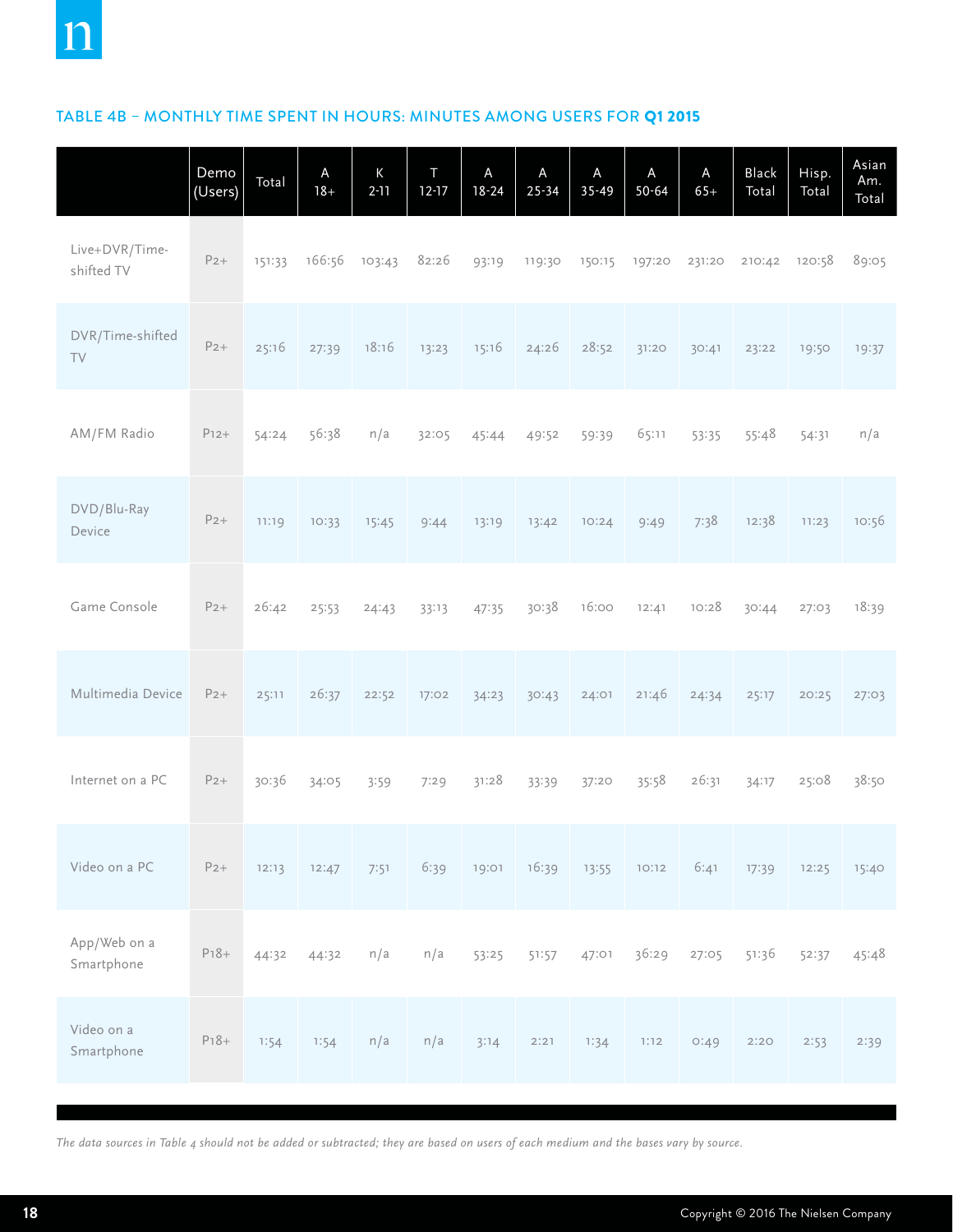## TABLE 4B – MONTHLY TIME SPENT IN HOURS: MINUTES AMONG USERS FOR **Q1 2015**

| | Demo (Users) | Total | A 18+ | K 2-11 | T 12-17 | A 18-24 | A 25-34 | A 35-49 | A 50-64 | A 65+ | Black Total | Hisp. Total | Asian Am. Total |
|---|---|---|---|---|---|---|---|---|---|---|---|---|---|
| Live+DVR/Time-shifted TV | P2+ | 151:33 | 166:56 | 103:43 | 82:26 | 93:19 | 119:30 | 150:15 | 197:20 | 231:20 | 210:42 | 120:58 | 89:05 |
| DVR/Time-shifted TV | P2+ | 25:16 | 27:39 | 18:16 | 13:23 | 15:16 | 24:26 | 28:52 | 31:20 | 30:41 | 23:22 | 19:50 | 19:37 |
| AM/FM Radio | P12+ | 54:24 | 56:38 | n/a | 32:05 | 45:44 | 49:52 | 59:39 | 65:11 | 53:35 | 55:48 | 54:31 | n/a |
| DVD/Blu-Ray Device | P2+ | 11:19 | 10:33 | 15:45 | 9:44 | 13:19 | 13:42 | 10:24 | 9:49 | 7:38 | 12:38 | 11:23 | 10:56 |
| Game Console | P2+ | 26:42 | 25:53 | 24:43 | 33:13 | 47:35 | 30:38 | 16:00 | 12:41 | 10:28 | 30:44 | 27:03 | 18:39 |
| Multimedia Device | P2+ | 25:11 | 26:37 | 22:52 | 17:02 | 34:23 | 30:43 | 24:01 | 21:46 | 24:34 | 25:17 | 20:25 | 27:03 |
| Internet on a PC | P2+ | 30:36 | 34:05 | 3:59 | 7:29 | 31:28 | 33:39 | 37:20 | 35:58 | 26:31 | 34:17 | 25:08 | 38:50 |
| Video on a PC | P2+ | 12:13 | 12:47 | 7:51 | 6:39 | 19:01 | 16:39 | 13:55 | 10:12 | 6:41 | 17:39 | 12:25 | 15:40 |
| App/Web on a Smartphone | P18+ | 44:32 | 44:32 | n/a | n/a | 53:25 | 51:57 | 47:01 | 36:29 | 27:05 | 51:36 | 52:37 | 45:48 |
| Video on a Smartphone | P18+ | 1:54 | 1:54 | n/a | n/a | 3:14 | 2:21 | 1:34 | 1:12 | 0:49 | 2:20 | 2:53 | 2:39 |

*The data sources in Table 4 should not be added or subtracted; they are based on users of each medium and the bases vary by source.*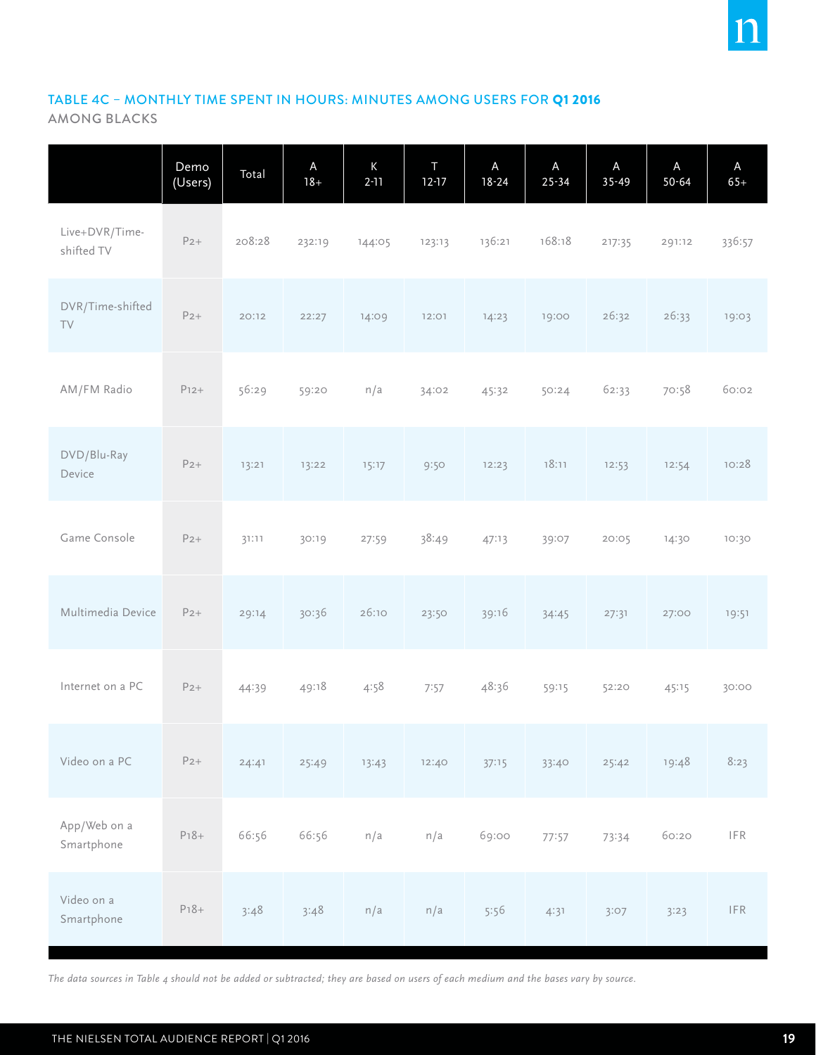## TABLE 4C – MONTHLY TIME SPENT IN HOURS: MINUTES AMONG USERS FOR **Q1 2016**

AMONG BLACKS

| | Demo (Users) | Total | A 18+ | K 2-11 | T 12-17 | A 18-24 | A 25-34 | A 35-49 | A 50-64 | A 65+ |
|---|---|---|---|---|---|---|---|---|---|---|
| Live+DVR/Time-shifted TV | P2+ | 208:28 | 232:19 | 144:05 | 123:13 | 136:21 | 168:18 | 217:35 | 291:12 | 336:57 |
| DVR/Time-shifted TV | P2+ | 20:12 | 22:27 | 14:09 | 12:01 | 14:23 | 19:00 | 26:32 | 26:33 | 19:03 |
| AM/FM Radio | P12+ | 56:29 | 59:20 | n/a | 34:02 | 45:32 | 50:24 | 62:33 | 70:58 | 60:02 |
| DVD/Blu-Ray Device | P2+ | 13:21 | 13:22 | 15:17 | 9:50 | 12:23 | 18:11 | 12:53 | 12:54 | 10:28 |
| Game Console | P2+ | 31:11 | 30:19 | 27:59 | 38:49 | 47:13 | 39:07 | 20:05 | 14:30 | 10:30 |
| Multimedia Device | P2+ | 29:14 | 30:36 | 26:10 | 23:50 | 39:16 | 34:45 | 27:31 | 27:00 | 19:51 |
| Internet on a PC | P2+ | 44:39 | 49:18 | 4:58 | 7:57 | 48:36 | 59:15 | 52:20 | 45:15 | 30:00 |
| Video on a PC | P2+ | 24:41 | 25:49 | 13:43 | 12:40 | 37:15 | 33:40 | 25:42 | 19:48 | 8:23 |
| App/Web on a Smartphone | P18+ | 66:56 | 66:56 | n/a | n/a | 69:00 | 77:57 | 73:34 | 60:20 | IFR |
| Video on a Smartphone | P18+ | 3:48 | 3:48 | n/a | n/a | 5:56 | 4:31 | 3:07 | 3:23 | IFR |

*The data sources in Table 4 should not be added or subtracted; they are based on users of each medium and the bases vary by source.*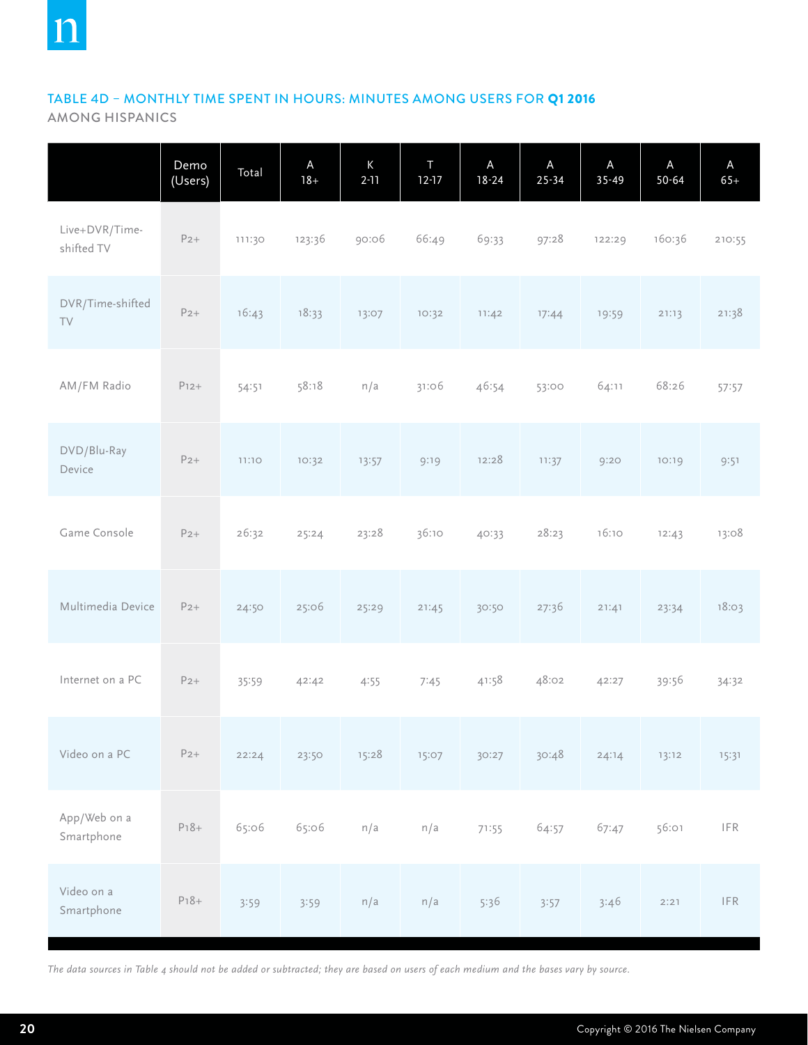## TABLE 4D – MONTHLY TIME SPENT IN HOURS: MINUTES AMONG USERS FOR **Q1 2016**

AMONG HISPANICS

| | Demo (Users) | Total | A 18+ | K 2-11 | T 12-17 | A 18-24 | A 25-34 | A 35-49 | A 50-64 | A 65+ |
|---|---|---|---|---|---|---|---|---|---|---|
| Live+DVR/Time-shifted TV | P2+ | 111:30 | 123:36 | 90:06 | 66:49 | 69:33 | 97:28 | 122:29 | 160:36 | 210:55 |
| DVR/Time-shifted TV | P2+ | 16:43 | 18:33 | 13:07 | 10:32 | 11:42 | 17:44 | 19:59 | 21:13 | 21:38 |
| AM/FM Radio | P12+ | 54:51 | 58:18 | n/a | 31:06 | 46:54 | 53:00 | 64:11 | 68:26 | 57:57 |
| DVD/Blu-Ray Device | P2+ | 11:10 | 10:32 | 13:57 | 9:19 | 12:28 | 11:37 | 9:20 | 10:19 | 9:51 |
| Game Console | P2+ | 26:32 | 25:24 | 23:28 | 36:10 | 40:33 | 28:23 | 16:10 | 12:43 | 13:08 |
| Multimedia Device | P2+ | 24:50 | 25:06 | 25:29 | 21:45 | 30:50 | 27:36 | 21:41 | 23:34 | 18:03 |
| Internet on a PC | P2+ | 35:59 | 42:42 | 4:55 | 7:45 | 41:58 | 48:02 | 42:27 | 39:56 | 34:32 |
| Video on a PC | P2+ | 22:24 | 23:50 | 15:28 | 15:07 | 30:27 | 30:48 | 24:14 | 13:12 | 15:31 |
| App/Web on a Smartphone | P18+ | 65:06 | 65:06 | n/a | n/a | 71:55 | 64:57 | 67:47 | 56:01 | IFR |
| Video on a Smartphone | P18+ | 3:59 | 3:59 | n/a | n/a | 5:36 | 3:57 | 3:46 | 2:21 | IFR |

*The data sources in Table 4 should not be added or subtracted; they are based on users of each medium and the bases vary by source.*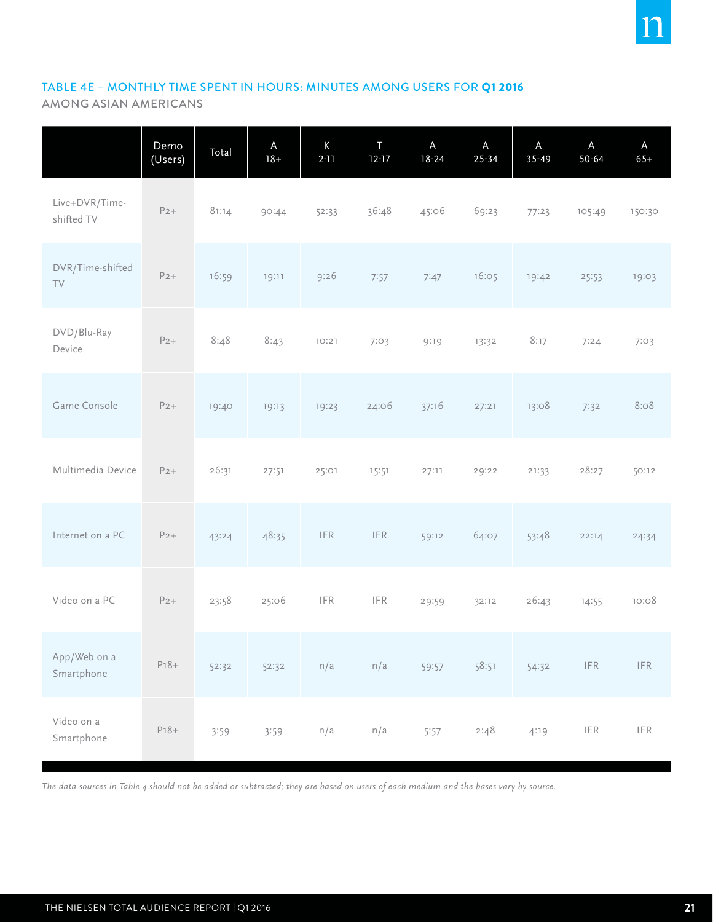### TABLE 4E – MONTHLY TIME SPENT IN HOURS: MINUTES AMONG USERS FOR **Q1 2016**

AMONG ASIAN AMERICANS

| | Demo (Users) | Total | A 18+ | K 2-11 | T 12-17 | A 18-24 | A 25-34 | A 35-49 | A 50-64 | A 65+ |
|---|---|---|---|---|---|---|---|---|---|---|
| Live+DVR/Time-shifted TV | P2+ | 81:14 | 90:44 | 52:33 | 36:48 | 45:06 | 69:23 | 77:23 | 105:49 | 150:30 |
| DVR/Time-shifted TV | P2+ | 16:59 | 19:11 | 9:26 | 7:57 | 7:47 | 16:05 | 19:42 | 25:53 | 19:03 |
| DVD/Blu-Ray Device | P2+ | 8:48 | 8:43 | 10:21 | 7:03 | 9:19 | 13:32 | 8:17 | 7:24 | 7:03 |
| Game Console | P2+ | 19:40 | 19:13 | 19:23 | 24:06 | 37:16 | 27:21 | 13:08 | 7:32 | 8:08 |
| Multimedia Device | P2+ | 26:31 | 27:51 | 25:01 | 15:51 | 27:11 | 29:22 | 21:33 | 28:27 | 50:12 |
| Internet on a PC | P2+ | 43:24 | 48:35 | IFR | IFR | 59:12 | 64:07 | 53:48 | 22:14 | 24:34 |
| Video on a PC | P2+ | 23:58 | 25:06 | IFR | IFR | 29:59 | 32:12 | 26:43 | 14:55 | 10:08 |
| App/Web on a Smartphone | P18+ | 52:32 | 52:32 | n/a | n/a | 59:57 | 58:51 | 54:32 | IFR | IFR |
| Video on a Smartphone | P18+ | 3:59 | 3:59 | n/a | n/a | 5:57 | 2:48 | 4:19 | IFR | IFR |

*The data sources in Table 4 should not be added or subtracted; they are based on users of each medium and the bases vary by source.*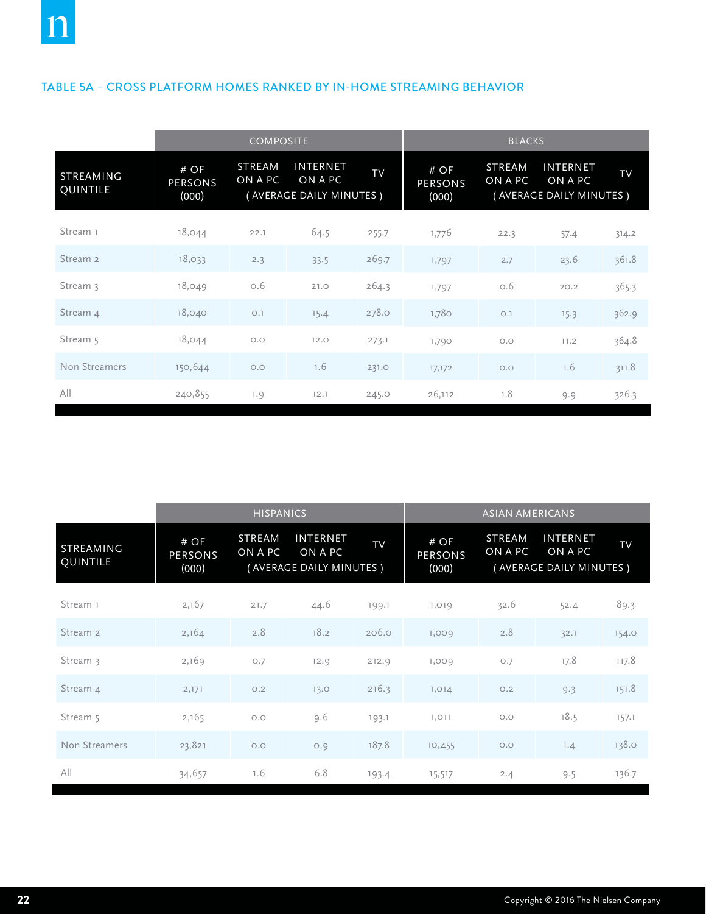## TABLE 5A – CROSS PLATFORM HOMES RANKED BY IN-HOME STREAMING BEHAVIOR

| STREAMING QUINTILE | COMPOSITE | | | | BLACKS | | | |
|---|---|---|---|---|---|---|---|---|
| | # OF PERSONS (000) | STREAM ON A PC (AVERAGE DAILY MINUTES) | INTERNET ON A PC (AVERAGE DAILY MINUTES) | TV (AVERAGE DAILY MINUTES) | # OF PERSONS (000) | STREAM ON A PC (AVERAGE DAILY MINUTES) | INTERNET ON A PC (AVERAGE DAILY MINUTES) | TV (AVERAGE DAILY MINUTES) |
| Stream 1 | 18,044 | 22.1 | 64.5 | 255.7 | 1,776 | 22.3 | 57.4 | 314.2 |
| Stream 2 | 18,033 | 2.3 | 33.5 | 269.7 | 1,797 | 2.7 | 23.6 | 361.8 |
| Stream 3 | 18,049 | 0.6 | 21.0 | 264.3 | 1,797 | 0.6 | 20.2 | 365.3 |
| Stream 4 | 18,040 | 0.1 | 15.4 | 278.0 | 1,780 | 0.1 | 15.3 | 362.9 |
| Stream 5 | 18,044 | 0.0 | 12.0 | 273.1 | 1,790 | 0.0 | 11.2 | 364.8 |
| Non Streamers | 150,644 | 0.0 | 1.6 | 231.0 | 17,172 | 0.0 | 1.6 | 311.8 |
| All | 240,855 | 1.9 | 12.1 | 245.0 | 26,112 | 1.8 | 9.9 | 326.3 |

| STREAMING QUINTILE | HISPANICS | | | | ASIAN AMERICANS | | | |
|---|---|---|---|---|---|---|---|---|
| | # OF PERSONS (000) | STREAM ON A PC (AVERAGE DAILY MINUTES) | INTERNET ON A PC (AVERAGE DAILY MINUTES) | TV (AVERAGE DAILY MINUTES) | # OF PERSONS (000) | STREAM ON A PC (AVERAGE DAILY MINUTES) | INTERNET ON A PC (AVERAGE DAILY MINUTES) | TV (AVERAGE DAILY MINUTES) |
| Stream 1 | 2,167 | 21.7 | 44.6 | 199.1 | 1,019 | 32.6 | 52.4 | 89.3 |
| Stream 2 | 2,164 | 2.8 | 18.2 | 206.0 | 1,009 | 2.8 | 32.1 | 154.0 |
| Stream 3 | 2,169 | 0.7 | 12.9 | 212.9 | 1,009 | 0.7 | 17.8 | 117.8 |
| Stream 4 | 2,171 | 0.2 | 13.0 | 216.3 | 1,014 | 0.2 | 9.3 | 151.8 |
| Stream 5 | 2,165 | 0.0 | 9.6 | 193.1 | 1,011 | 0.0 | 18.5 | 157.1 |
| Non Streamers | 23,821 | 0.0 | 0.9 | 187.8 | 10,455 | 0.0 | 1.4 | 138.0 |
| All | 34,657 | 1.6 | 6.8 | 193.4 | 15,517 | 2.4 | 9.5 | 136.7 |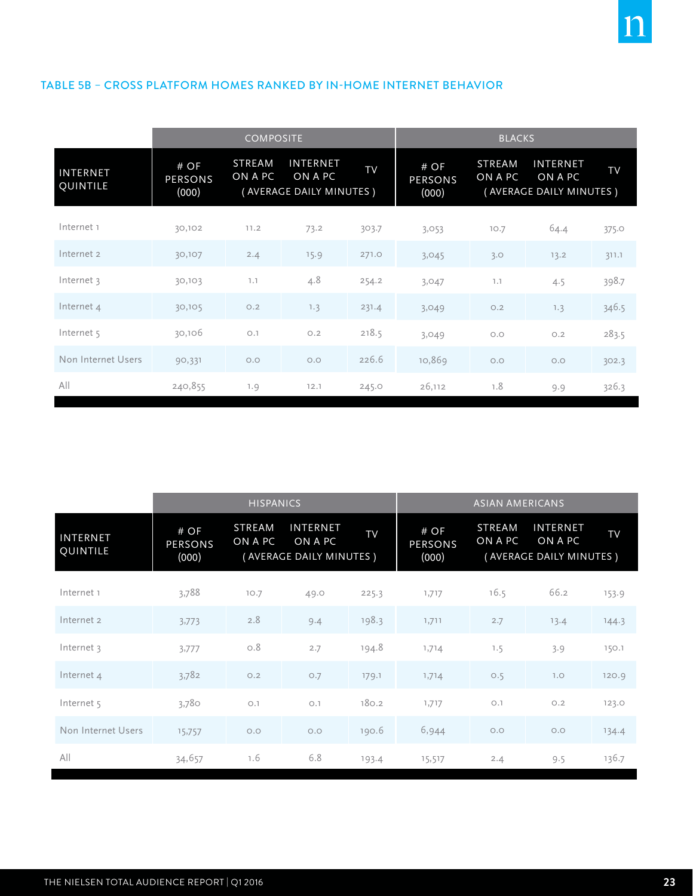## TABLE 5B – CROSS PLATFORM HOMES RANKED BY IN-HOME INTERNET BEHAVIOR

| | COMPOSITE | | | | BLACKS | | | |
|---|---|---|---|---|---|---|---|---|
| INTERNET QUINTILE | # OF PERSONS (000) | STREAM ON A PC (AVERAGE DAILY MINUTES) | INTERNET ON A PC (AVERAGE DAILY MINUTES) | TV (AVERAGE DAILY MINUTES) | # OF PERSONS (000) | STREAM ON A PC (AVERAGE DAILY MINUTES) | INTERNET ON A PC (AVERAGE DAILY MINUTES) | TV (AVERAGE DAILY MINUTES) |
| Internet 1 | 30,102 | 11.2 | 73.2 | 303.7 | 3,053 | 10.7 | 64.4 | 375.0 |
| Internet 2 | 30,107 | 2.4 | 15.9 | 271.0 | 3,045 | 3.0 | 13.2 | 311.1 |
| Internet 3 | 30,103 | 1.1 | 4.8 | 254.2 | 3,047 | 1.1 | 4.5 | 398.7 |
| Internet 4 | 30,105 | 0.2 | 1.3 | 231.4 | 3,049 | 0.2 | 1.3 | 346.5 |
| Internet 5 | 30,106 | 0.1 | 0.2 | 218.5 | 3,049 | 0.0 | 0.2 | 283.5 |
| Non Internet Users | 90,331 | 0.0 | 0.0 | 226.6 | 10,869 | 0.0 | 0.0 | 302.3 |
| All | 240,855 | 1.9 | 12.1 | 245.0 | 26,112 | 1.8 | 9.9 | 326.3 |

| | HISPANICS | | | | ASIAN AMERICANS | | | |
|---|---|---|---|---|---|---|---|---|
| INTERNET QUINTILE | # OF PERSONS (000) | STREAM ON A PC (AVERAGE DAILY MINUTES) | INTERNET ON A PC (AVERAGE DAILY MINUTES) | TV (AVERAGE DAILY MINUTES) | # OF PERSONS (000) | STREAM ON A PC (AVERAGE DAILY MINUTES) | INTERNET ON A PC (AVERAGE DAILY MINUTES) | TV (AVERAGE DAILY MINUTES) |
| Internet 1 | 3,788 | 10.7 | 49.0 | 225.3 | 1,717 | 16.5 | 66.2 | 153.9 |
| Internet 2 | 3,773 | 2.8 | 9.4 | 198.3 | 1,711 | 2.7 | 13.4 | 144.3 |
| Internet 3 | 3,777 | 0.8 | 2.7 | 194.8 | 1,714 | 1.5 | 3.9 | 150.1 |
| Internet 4 | 3,782 | 0.2 | 0.7 | 179.1 | 1,714 | 0.5 | 1.0 | 120.9 |
| Internet 5 | 3,780 | 0.1 | 0.1 | 180.2 | 1,717 | 0.1 | 0.2 | 123.0 |
| Non Internet Users | 15,757 | 0.0 | 0.0 | 190.6 | 6,944 | 0.0 | 0.0 | 134.4 |
| All | 34,657 | 1.6 | 6.8 | 193.4 | 15,517 | 2.4 | 9.5 | 136.7 |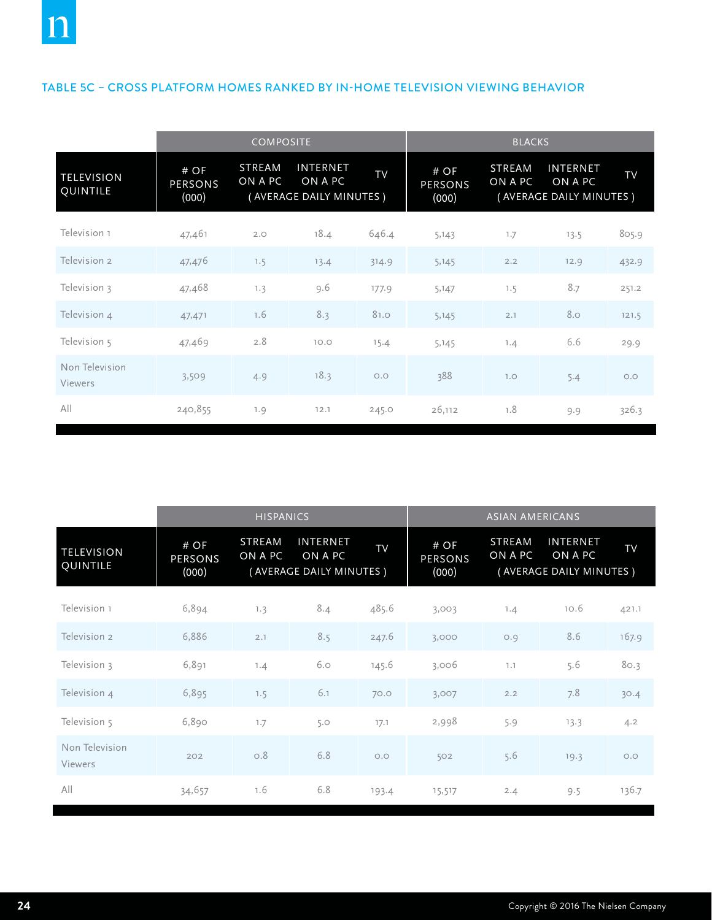## TABLE 5C – CROSS PLATFORM HOMES RANKED BY IN-HOME TELEVISION VIEWING BEHAVIOR

| | COMPOSITE | | | | BLACKS | | | |
|---|---|---|---|---|---|---|---|---|
| TELEVISION QUINTILE | # OF PERSONS (000) | STREAM ON A PC (AVERAGE DAILY MINUTES) | INTERNET ON A PC (AVERAGE DAILY MINUTES) | TV (AVERAGE DAILY MINUTES) | # OF PERSONS (000) | STREAM ON A PC (AVERAGE DAILY MINUTES) | INTERNET ON A PC (AVERAGE DAILY MINUTES) | TV (AVERAGE DAILY MINUTES) |
| Television 1 | 47,461 | 2.0 | 18.4 | 646.4 | 5,143 | 1.7 | 13.5 | 805.9 |
| Television 2 | 47,476 | 1.5 | 13.4 | 314.9 | 5,145 | 2.2 | 12.9 | 432.9 |
| Television 3 | 47,468 | 1.3 | 9.6 | 177.9 | 5,147 | 1.5 | 8.7 | 251.2 |
| Television 4 | 47,471 | 1.6 | 8.3 | 81.0 | 5,145 | 2.1 | 8.0 | 121.5 |
| Television 5 | 47,469 | 2.8 | 10.0 | 15.4 | 5,145 | 1.4 | 6.6 | 29.9 |
| Non Television Viewers | 3,509 | 4.9 | 18.3 | 0.0 | 388 | 1.0 | 5.4 | 0.0 |
| All | 240,855 | 1.9 | 12.1 | 245.0 | 26,112 | 1.8 | 9.9 | 326.3 |

| | HISPANICS | | | | ASIAN AMERICANS | | | |
|---|---|---|---|---|---|---|---|---|
| TELEVISION QUINTILE | # OF PERSONS (000) | STREAM ON A PC (AVERAGE DAILY MINUTES) | INTERNET ON A PC (AVERAGE DAILY MINUTES) | TV (AVERAGE DAILY MINUTES) | # OF PERSONS (000) | STREAM ON A PC (AVERAGE DAILY MINUTES) | INTERNET ON A PC (AVERAGE DAILY MINUTES) | TV (AVERAGE DAILY MINUTES) |
| Television 1 | 6,894 | 1.3 | 8.4 | 485.6 | 3,003 | 1.4 | 10.6 | 421.1 |
| Television 2 | 6,886 | 2.1 | 8.5 | 247.6 | 3,000 | 0.9 | 8.6 | 167.9 |
| Television 3 | 6,891 | 1.4 | 6.0 | 145.6 | 3,006 | 1.1 | 5.6 | 80.3 |
| Television 4 | 6,895 | 1.5 | 6.1 | 70.0 | 3,007 | 2.2 | 7.8 | 30.4 |
| Television 5 | 6,890 | 1.7 | 5.0 | 17.1 | 2,998 | 5.9 | 13.3 | 4.2 |
| Non Television Viewers | 202 | 0.8 | 6.8 | 0.0 | 502 | 5.6 | 19.3 | 0.0 |
| All | 34,657 | 1.6 | 6.8 | 193.4 | 15,517 | 2.4 | 9.5 | 136.7 |

Copyright © 2016 The Nielsen Company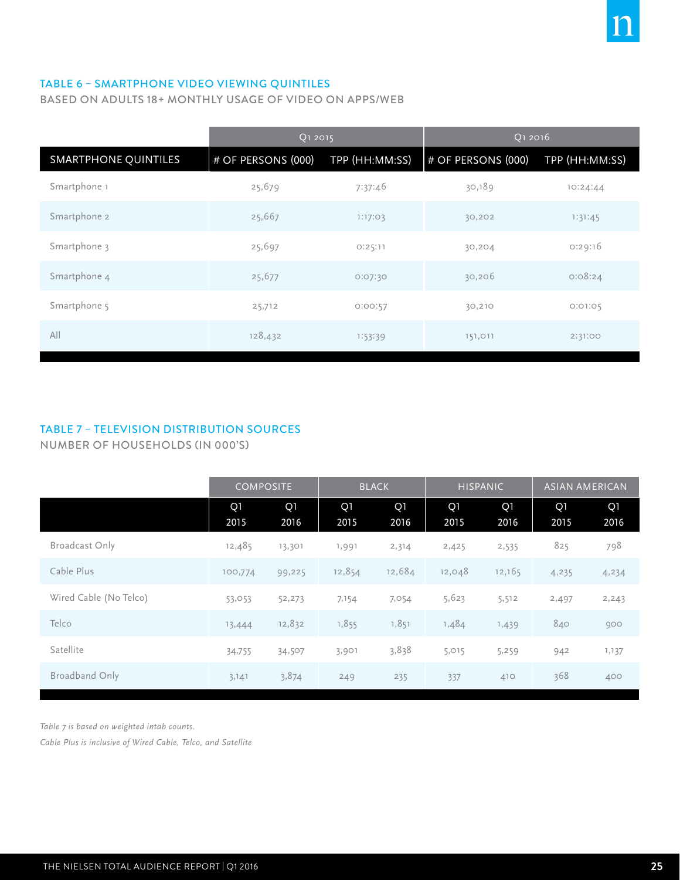## TABLE 6 – SMARTPHONE VIDEO VIEWING QUINTILES

BASED ON ADULTS 18+ MONTHLY USAGE OF VIDEO ON APPS/WEB

| | Q1 2015 | | Q1 2016 | |
|---|---|---|---|---|
| SMARTPHONE QUINTILES | # OF PERSONS (000) | TPP (HH:MM:SS) | # OF PERSONS (000) | TPP (HH:MM:SS) |
| Smartphone 1 | 25,679 | 7:37:46 | 30,189 | 10:24:44 |
| Smartphone 2 | 25,667 | 1:17:03 | 30,202 | 1:31:45 |
| Smartphone 3 | 25,697 | 0:25:11 | 30,204 | 0:29:16 |
| Smartphone 4 | 25,677 | 0:07:30 | 30,206 | 0:08:24 |
| Smartphone 5 | 25,712 | 0:00:57 | 30,210 | 0:01:05 |
| All | 128,432 | 1:53:39 | 151,011 | 2:31:00 |

## TABLE 7 – TELEVISION DISTRIBUTION SOURCES

NUMBER OF HOUSEHOLDS (IN 000'S)

| | COMPOSITE | | BLACK | | HISPANIC | | ASIAN AMERICAN | |
|---|---|---|---|---|---|---|---|---|
| | Q1 2015 | Q1 2016 | Q1 2015 | Q1 2016 | Q1 2015 | Q1 2016 | Q1 2015 | Q1 2016 |
| Broadcast Only | 12,485 | 13,301 | 1,991 | 2,314 | 2,425 | 2,535 | 825 | 798 |
| Cable Plus | 100,774 | 99,225 | 12,854 | 12,684 | 12,048 | 12,165 | 4,235 | 4,234 |
| Wired Cable (No Telco) | 53,053 | 52,273 | 7,154 | 7,054 | 5,623 | 5,512 | 2,497 | 2,243 |
| Telco | 13,444 | 12,832 | 1,855 | 1,851 | 1,484 | 1,439 | 840 | 900 |
| Satellite | 34,755 | 34,507 | 3,901 | 3,838 | 5,015 | 5,259 | 942 | 1,137 |
| Broadband Only | 3,141 | 3,874 | 249 | 235 | 337 | 410 | 368 | 400 |

*Table 7 is based on weighted intab counts.*

*Cable Plus is inclusive of Wired Cable, Telco, and Satellite*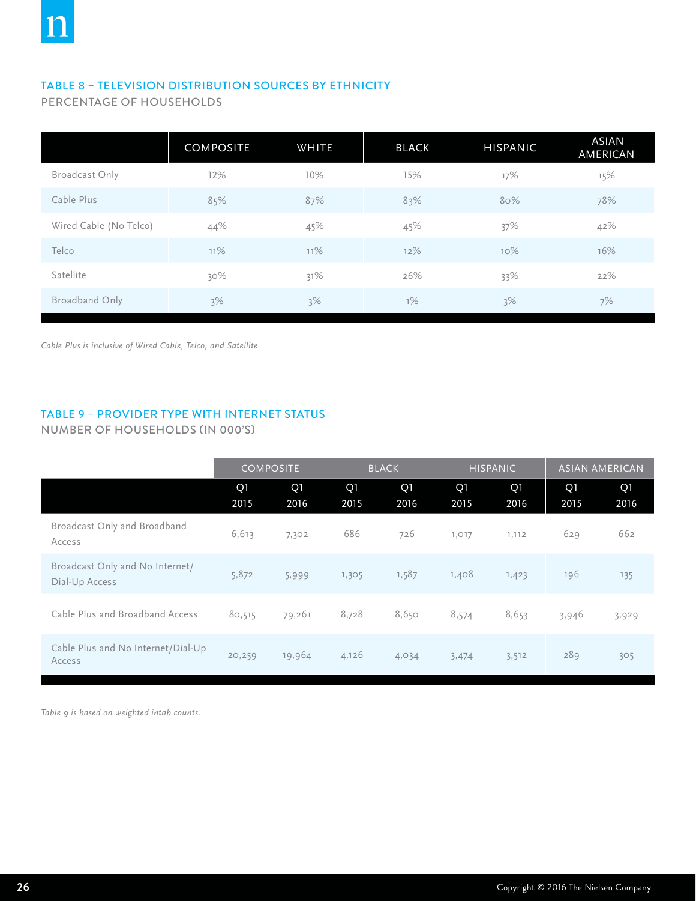### TABLE 8 – TELEVISION DISTRIBUTION SOURCES BY ETHNICITY

PERCENTAGE OF HOUSEHOLDS

| | COMPOSITE | WHITE | BLACK | HISPANIC | ASIAN AMERICAN |
|---|---|---|---|---|---|
| Broadcast Only | 12% | 10% | 15% | 17% | 15% |
| Cable Plus | 85% | 87% | 83% | 80% | 78% |
| Wired Cable (No Telco) | 44% | 45% | 45% | 37% | 42% |
| Telco | 11% | 11% | 12% | 10% | 16% |
| Satellite | 30% | 31% | 26% | 33% | 22% |
| Broadband Only | 3% | 3% | 1% | 3% | 7% |

*Cable Plus is inclusive of Wired Cable, Telco, and Satellite*

### TABLE 9 – PROVIDER TYPE WITH INTERNET STATUS

NUMBER OF HOUSEHOLDS (IN 000'S)

| | COMPOSITE | | BLACK | | HISPANIC | | ASIAN AMERICAN | |
|---|---|---|---|---|---|---|---|---|
| | Q1 2015 | Q1 2016 | Q1 2015 | Q1 2016 | Q1 2015 | Q1 2016 | Q1 2015 | Q1 2016 |
| Broadcast Only and Broadband Access | 6,613 | 7,302 | 686 | 726 | 1,017 | 1,112 | 629 | 662 |
| Broadcast Only and No Internet/ Dial-Up Access | 5,872 | 5,999 | 1,305 | 1,587 | 1,408 | 1,423 | 196 | 135 |
| Cable Plus and Broadband Access | 80,515 | 79,261 | 8,728 | 8,650 | 8,574 | 8,653 | 3,946 | 3,929 |
| Cable Plus and No Internet/Dial-Up Access | 20,259 | 19,964 | 4,126 | 4,034 | 3,474 | 3,512 | 289 | 305 |

*Table 9 is based on weighted intab counts.*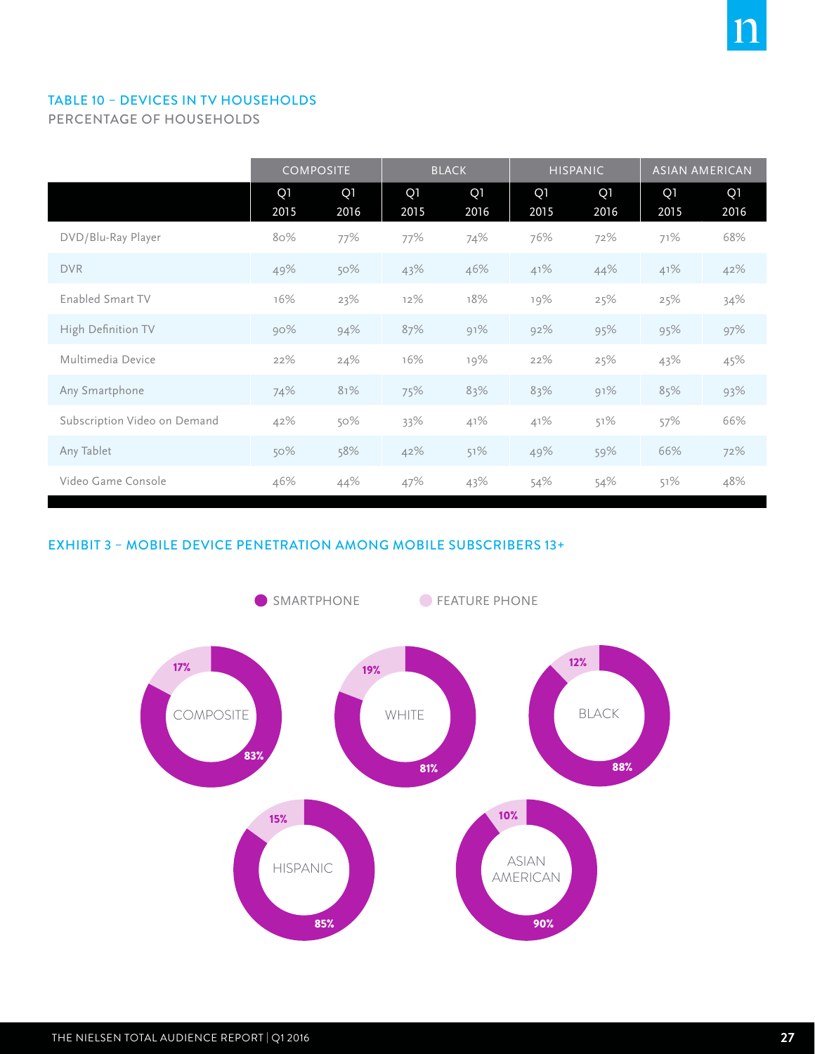### TABLE 10 – DEVICES IN TV HOUSEHOLDS

PERCENTAGE OF HOUSEHOLDS

| | COMPOSITE | | BLACK | | HISPANIC | | ASIAN AMERICAN | |
|---|---|---|---|---|---|---|---|---|
| | Q1 2015 | Q1 2016 | Q1 2015 | Q1 2016 | Q1 2015 | Q1 2016 | Q1 2015 | Q1 2016 |
| DVD/Blu-Ray Player | 80% | 77% | 77% | 74% | 76% | 72% | 71% | 68% |
| DVR | 49% | 50% | 43% | 46% | 41% | 44% | 41% | 42% |
| Enabled Smart TV | 16% | 23% | 12% | 18% | 19% | 25% | 25% | 34% |
| High Definition TV | 90% | 94% | 87% | 91% | 92% | 95% | 95% | 97% |
| Multimedia Device | 22% | 24% | 16% | 19% | 22% | 25% | 43% | 45% |
| Any Smartphone | 74% | 81% | 75% | 83% | 83% | 91% | 85% | 93% |
| Subscription Video on Demand | 42% | 50% | 33% | 41% | 41% | 51% | 57% | 66% |
| Any Tablet | 50% | 58% | 42% | 51% | 49% | 59% | 66% | 72% |
| Video Game Console | 46% | 44% | 47% | 43% | 54% | 54% | 51% | 48% |

### EXHIBIT 3 – MOBILE DEVICE PENETRATION AMONG MOBILE SUBSCRIBERS 13+

| | SMARTPHONE | FEATURE PHONE |
|---|---|---|
| COMPOSITE | 83% | 17% |
| WHITE | 81% | 19% |
| BLACK | 88% | 12% |
| HISPANIC | 85% | 15% |
| ASIAN AMERICAN | 90% | 10% |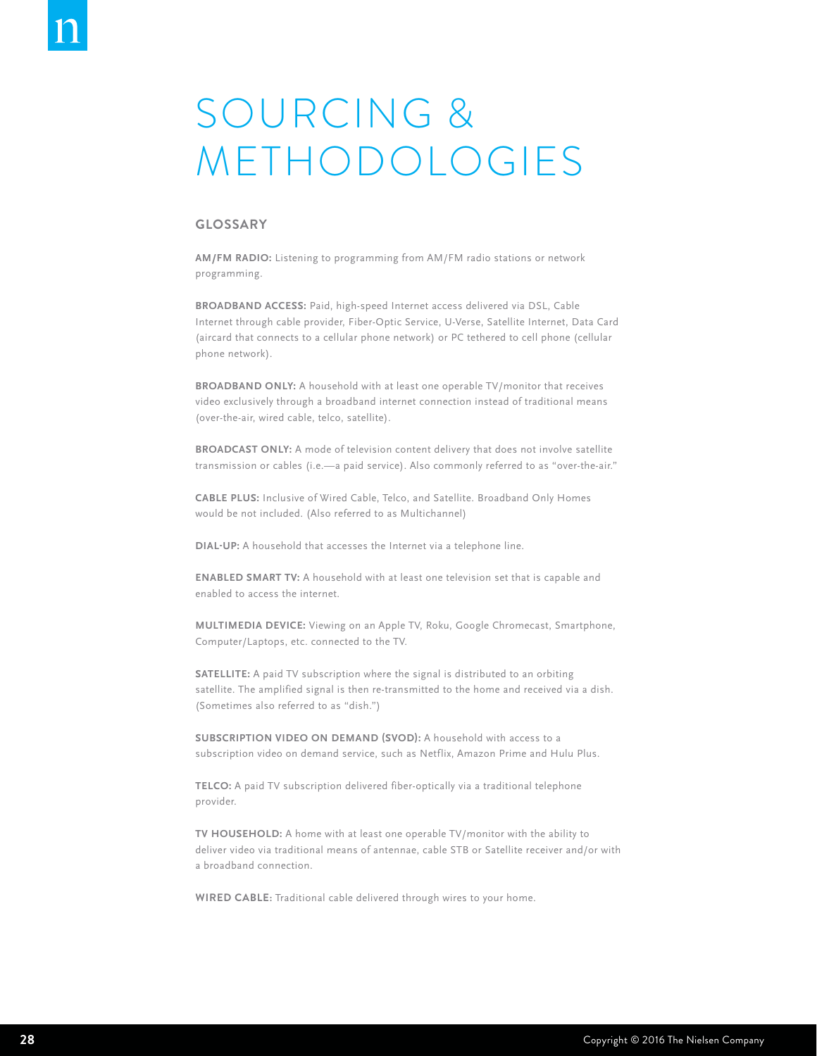# SOURCING & METHODOLOGIES

## GLOSSARY

**AM/FM RADIO:** Listening to programming from AM/FM radio stations or network programming.

**BROADBAND ACCESS:** Paid, high-speed Internet access delivered via DSL, Cable Internet through cable provider, Fiber-Optic Service, U-Verse, Satellite Internet, Data Card (aircard that connects to a cellular phone network) or PC tethered to cell phone (cellular phone network).

**BROADBAND ONLY:** A household with at least one operable TV/monitor that receives video exclusively through a broadband internet connection instead of traditional means (over-the-air, wired cable, telco, satellite).

**BROADCAST ONLY:** A mode of television content delivery that does not involve satellite transmission or cables (i.e.—a paid service). Also commonly referred to as "over-the-air."

**CABLE PLUS:** Inclusive of Wired Cable, Telco, and Satellite. Broadband Only Homes would be not included. (Also referred to as Multichannel)

**DIAL-UP:** A household that accesses the Internet via a telephone line.

**ENABLED SMART TV:** A household with at least one television set that is capable and enabled to access the internet.

**MULTIMEDIA DEVICE:** Viewing on an Apple TV, Roku, Google Chromecast, Smartphone, Computer/Laptops, etc. connected to the TV.

**SATELLITE:** A paid TV subscription where the signal is distributed to an orbiting satellite. The amplified signal is then re-transmitted to the home and received via a dish. (Sometimes also referred to as "dish.")

**SUBSCRIPTION VIDEO ON DEMAND (SVOD):** A household with access to a subscription video on demand service, such as Netflix, Amazon Prime and Hulu Plus.

**TELCO:** A paid TV subscription delivered fiber-optically via a traditional telephone provider.

**TV HOUSEHOLD:** A home with at least one operable TV/monitor with the ability to deliver video via traditional means of antennae, cable STB or Satellite receiver and/or with a broadband connection.

**WIRED CABLE:** Traditional cable delivered through wires to your home.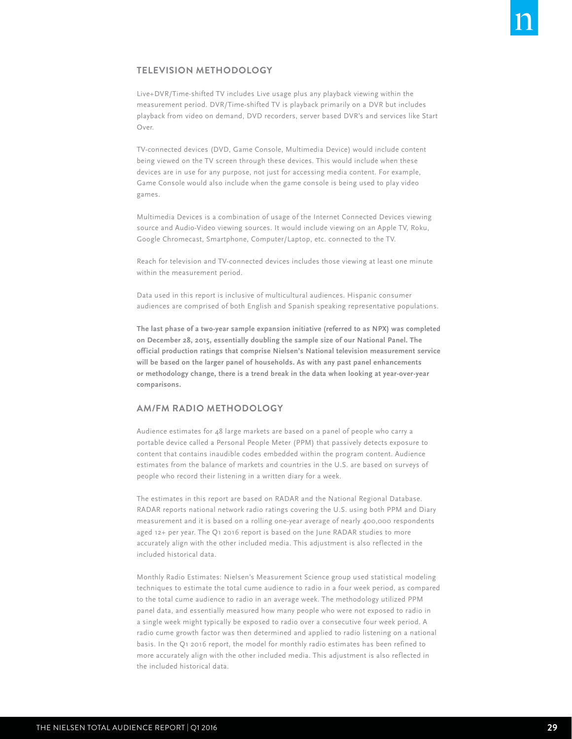## TELEVISION METHODOLOGY

Live+DVR/Time-shifted TV includes Live usage plus any playback viewing within the measurement period. DVR/Time-shifted TV is playback primarily on a DVR but includes playback from video on demand, DVD recorders, server based DVR's and services like Start Over.

TV-connected devices (DVD, Game Console, Multimedia Device) would include content being viewed on the TV screen through these devices. This would include when these devices are in use for any purpose, not just for accessing media content. For example, Game Console would also include when the game console is being used to play video games.

Multimedia Devices is a combination of usage of the Internet Connected Devices viewing source and Audio-Video viewing sources. It would include viewing on an Apple TV, Roku, Google Chromecast, Smartphone, Computer/Laptop, etc. connected to the TV.

Reach for television and TV-connected devices includes those viewing at least one minute within the measurement period.

Data used in this report is inclusive of multicultural audiences. Hispanic consumer audiences are comprised of both English and Spanish speaking representative populations.

**The last phase of a two-year sample expansion initiative (referred to as NPX) was completed on December 28, 2015, essentially doubling the sample size of our National Panel. The official production ratings that comprise Nielsen's National television measurement service will be based on the larger panel of households. As with any past panel enhancements or methodology change, there is a trend break in the data when looking at year-over-year comparisons.**

## AM/FM RADIO METHODOLOGY

Audience estimates for 48 large markets are based on a panel of people who carry a portable device called a Personal People Meter (PPM) that passively detects exposure to content that contains inaudible codes embedded within the program content. Audience estimates from the balance of markets and countries in the U.S. are based on surveys of people who record their listening in a written diary for a week.

The estimates in this report are based on RADAR and the National Regional Database. RADAR reports national network radio ratings covering the U.S. using both PPM and Diary measurement and it is based on a rolling one-year average of nearly 400,000 respondents aged 12+ per year. The Q1 2016 report is based on the June RADAR studies to more accurately align with the other included media. This adjustment is also reflected in the included historical data.

Monthly Radio Estimates: Nielsen's Measurement Science group used statistical modeling techniques to estimate the total cume audience to radio in a four week period, as compared to the total cume audience to radio in an average week. The methodology utilized PPM panel data, and essentially measured how many people who were not exposed to radio in a single week might typically be exposed to radio over a consecutive four week period. A radio cume growth factor was then determined and applied to radio listening on a national basis. In the Q1 2016 report, the model for monthly radio estimates has been refined to more accurately align with the other included media. This adjustment is also reflected in the included historical data.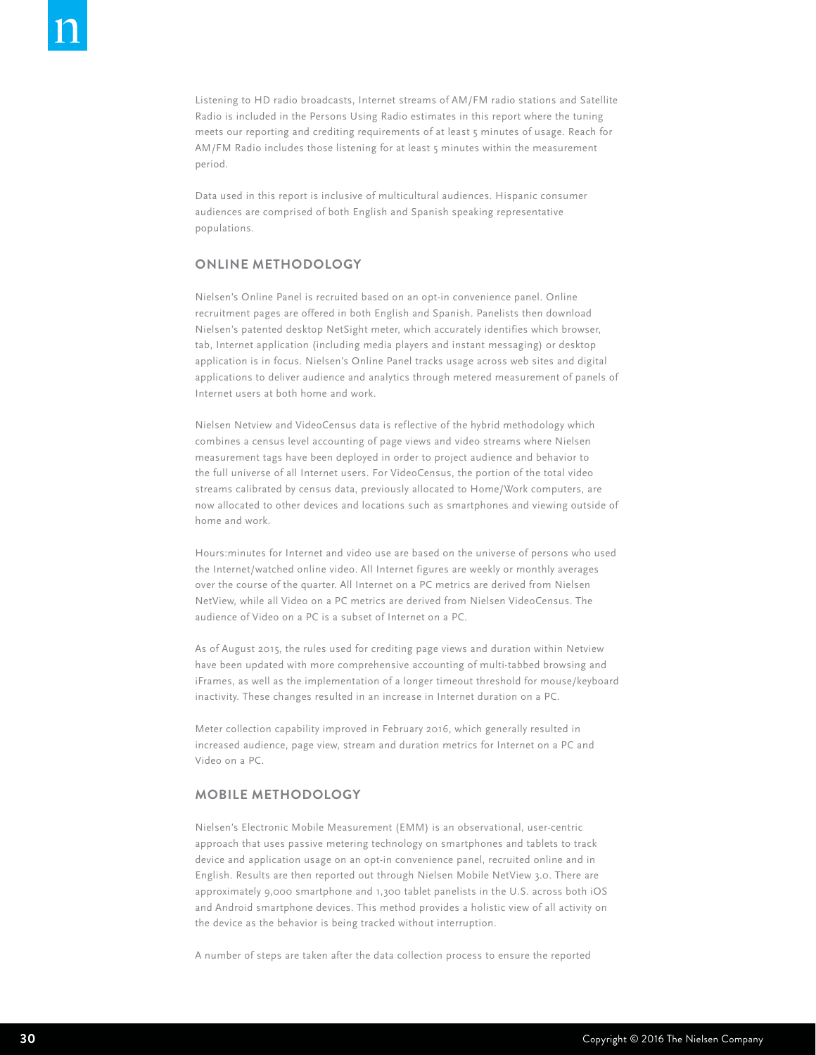Listening to HD radio broadcasts, Internet streams of AM/FM radio stations and Satellite Radio is included in the Persons Using Radio estimates in this report where the tuning meets our reporting and crediting requirements of at least 5 minutes of usage. Reach for AM/FM Radio includes those listening for at least 5 minutes within the measurement period.

Data used in this report is inclusive of multicultural audiences. Hispanic consumer audiences are comprised of both English and Spanish speaking representative populations.

## ONLINE METHODOLOGY

Nielsen's Online Panel is recruited based on an opt-in convenience panel. Online recruitment pages are offered in both English and Spanish. Panelists then download Nielsen's patented desktop NetSight meter, which accurately identifies which browser, tab, Internet application (including media players and instant messaging) or desktop application is in focus. Nielsen's Online Panel tracks usage across web sites and digital applications to deliver audience and analytics through metered measurement of panels of Internet users at both home and work.

Nielsen Netview and VideoCensus data is reflective of the hybrid methodology which combines a census level accounting of page views and video streams where Nielsen measurement tags have been deployed in order to project audience and behavior to the full universe of all Internet users. For VideoCensus, the portion of the total video streams calibrated by census data, previously allocated to Home/Work computers, are now allocated to other devices and locations such as smartphones and viewing outside of home and work.

Hours:minutes for Internet and video use are based on the universe of persons who used the Internet/watched online video. All Internet figures are weekly or monthly averages over the course of the quarter. All Internet on a PC metrics are derived from Nielsen NetView, while all Video on a PC metrics are derived from Nielsen VideoCensus. The audience of Video on a PC is a subset of Internet on a PC.

As of August 2015, the rules used for crediting page views and duration within Netview have been updated with more comprehensive accounting of multi-tabbed browsing and iFrames, as well as the implementation of a longer timeout threshold for mouse/keyboard inactivity. These changes resulted in an increase in Internet duration on a PC.

Meter collection capability improved in February 2016, which generally resulted in increased audience, page view, stream and duration metrics for Internet on a PC and Video on a PC.

## MOBILE METHODOLOGY

Nielsen's Electronic Mobile Measurement (EMM) is an observational, user-centric approach that uses passive metering technology on smartphones and tablets to track device and application usage on an opt-in convenience panel, recruited online and in English. Results are then reported out through Nielsen Mobile NetView 3.0. There are approximately 9,000 smartphone and 1,300 tablet panelists in the U.S. across both iOS and Android smartphone devices. This method provides a holistic view of all activity on the device as the behavior is being tracked without interruption.

A number of steps are taken after the data collection process to ensure the reported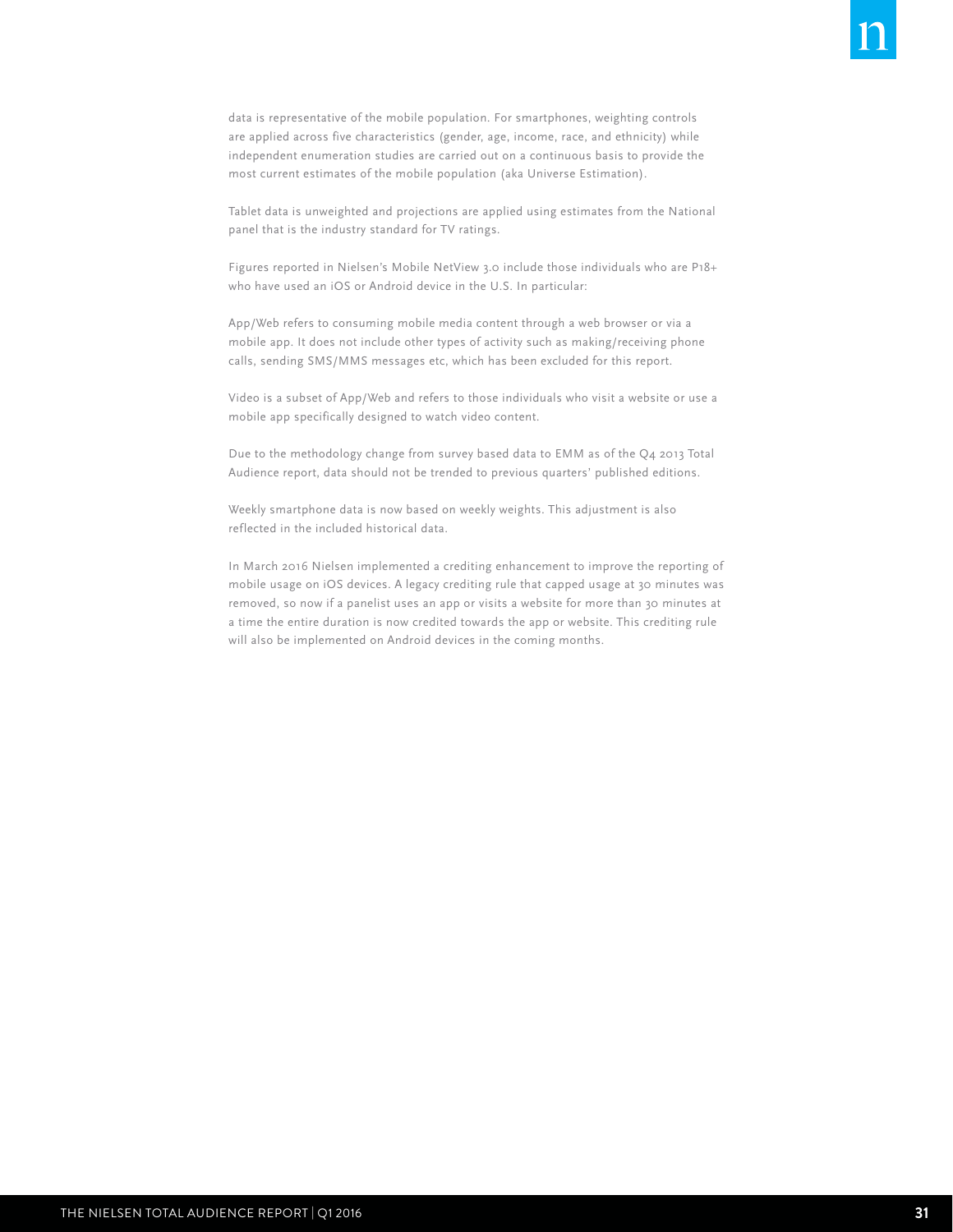data is representative of the mobile population. For smartphones, weighting controls are applied across five characteristics (gender, age, income, race, and ethnicity) while independent enumeration studies are carried out on a continuous basis to provide the most current estimates of the mobile population (aka Universe Estimation).

Tablet data is unweighted and projections are applied using estimates from the National panel that is the industry standard for TV ratings.

Figures reported in Nielsen's Mobile NetView 3.0 include those individuals who are P18+ who have used an iOS or Android device in the U.S. In particular:

App/Web refers to consuming mobile media content through a web browser or via a mobile app. It does not include other types of activity such as making/receiving phone calls, sending SMS/MMS messages etc, which has been excluded for this report.

Video is a subset of App/Web and refers to those individuals who visit a website or use a mobile app specifically designed to watch video content.

Due to the methodology change from survey based data to EMM as of the Q4 2013 Total Audience report, data should not be trended to previous quarters' published editions.

Weekly smartphone data is now based on weekly weights. This adjustment is also reflected in the included historical data.

In March 2016 Nielsen implemented a crediting enhancement to improve the reporting of mobile usage on iOS devices. A legacy crediting rule that capped usage at 30 minutes was removed, so now if a panelist uses an app or visits a website for more than 30 minutes at a time the entire duration is now credited towards the app or website. This crediting rule will also be implemented on Android devices in the coming months.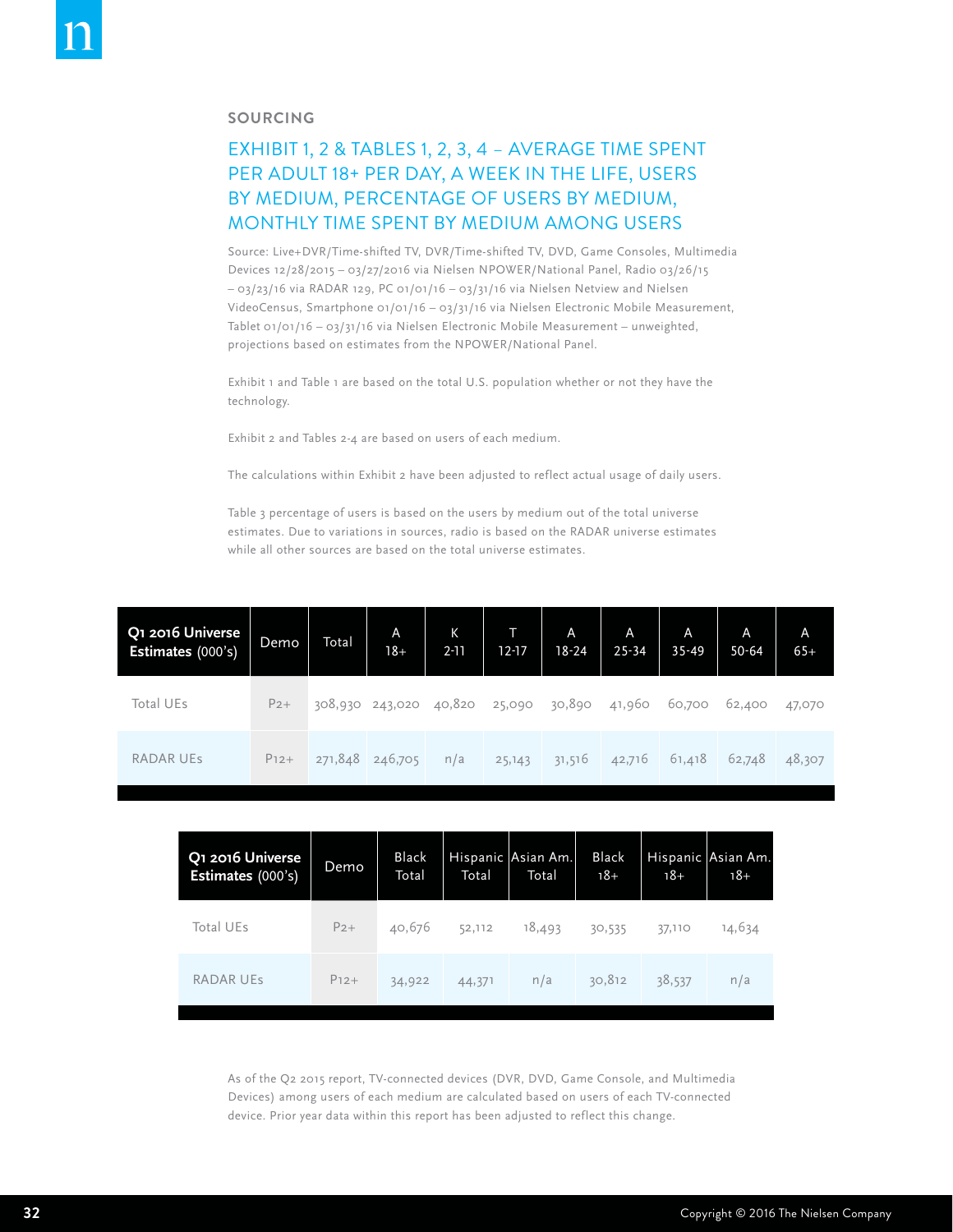## SOURCING

### EXHIBIT 1, 2 & TABLES 1, 2, 3, 4 – AVERAGE TIME SPENT PER ADULT 18+ PER DAY, A WEEK IN THE LIFE, USERS BY MEDIUM, PERCENTAGE OF USERS BY MEDIUM, MONTHLY TIME SPENT BY MEDIUM AMONG USERS

Source: Live+DVR/Time-shifted TV, DVR/Time-shifted TV, DVD, Game Consoles, Multimedia Devices 12/28/2015 – 03/27/2016 via Nielsen NPOWER/National Panel, Radio 03/26/15 – 03/23/16 via RADAR 129, PC 01/01/16 – 03/31/16 via Nielsen Netview and Nielsen VideoCensus, Smartphone 01/01/16 – 03/31/16 via Nielsen Electronic Mobile Measurement, Tablet 01/01/16 – 03/31/16 via Nielsen Electronic Mobile Measurement – unweighted, projections based on estimates from the NPOWER/National Panel.

Exhibit 1 and Table 1 are based on the total U.S. population whether or not they have the technology.

Exhibit 2 and Tables 2-4 are based on users of each medium.

The calculations within Exhibit 2 have been adjusted to reflect actual usage of daily users.

Table 3 percentage of users is based on the users by medium out of the total universe estimates. Due to variations in sources, radio is based on the RADAR universe estimates while all other sources are based on the total universe estimates.

| Q1 2016 Universe Estimates (000's) | Demo | Total | A 18+ | K 2-11 | T 12-17 | A 18-24 | A 25-34 | A 35-49 | A 50-64 | A 65+ |
|---|---|---|---|---|---|---|---|---|---|---|
| Total UEs | P2+ | 308,930 | 243,020 | 40,820 | 25,090 | 30,890 | 41,960 | 60,700 | 62,400 | 47,070 |
| RADAR UEs | P12+ | 271,848 | 246,705 | n/a | 25,143 | 31,516 | 42,716 | 61,418 | 62,748 | 48,307 |

| Q1 2016 Universe Estimates (000's) | Demo | Black Total | Hispanic Total | Asian Am. Total | Black 18+ | Hispanic 18+ | Asian Am. 18+ |
|---|---|---|---|---|---|---|---|
| Total UEs | P2+ | 40,676 | 52,112 | 18,493 | 30,535 | 37,110 | 14,634 |
| RADAR UEs | P12+ | 34,922 | 44,371 | n/a | 30,812 | 38,537 | n/a |

As of the Q2 2015 report, TV-connected devices (DVR, DVD, Game Console, and Multimedia Devices) among users of each medium are calculated based on users of each TV-connected device. Prior year data within this report has been adjusted to reflect this change.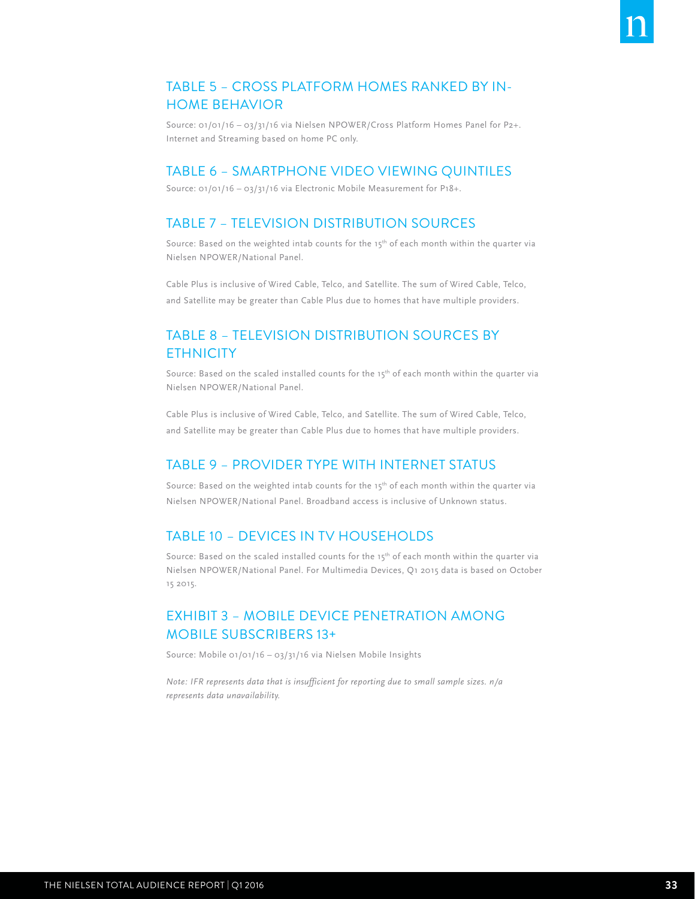## TABLE 5 – CROSS PLATFORM HOMES RANKED BY IN-HOME BEHAVIOR

Source: 01/01/16 – 03/31/16 via Nielsen NPOWER/Cross Platform Homes Panel for P2+. Internet and Streaming based on home PC only.

## TABLE 6 – SMARTPHONE VIDEO VIEWING QUINTILES

Source: 01/01/16 – 03/31/16 via Electronic Mobile Measurement for P18+.

## TABLE 7 – TELEVISION DISTRIBUTION SOURCES

Source: Based on the weighted intab counts for the 15th of each month within the quarter via Nielsen NPOWER/National Panel.

Cable Plus is inclusive of Wired Cable, Telco, and Satellite. The sum of Wired Cable, Telco, and Satellite may be greater than Cable Plus due to homes that have multiple providers.

## TABLE 8 – TELEVISION DISTRIBUTION SOURCES BY ETHNICITY

Source: Based on the scaled installed counts for the 15th of each month within the quarter via Nielsen NPOWER/National Panel.

Cable Plus is inclusive of Wired Cable, Telco, and Satellite. The sum of Wired Cable, Telco, and Satellite may be greater than Cable Plus due to homes that have multiple providers.

## TABLE 9 – PROVIDER TYPE WITH INTERNET STATUS

Source: Based on the weighted intab counts for the 15th of each month within the quarter via Nielsen NPOWER/National Panel. Broadband access is inclusive of Unknown status.

## TABLE 10 – DEVICES IN TV HOUSEHOLDS

Source: Based on the scaled installed counts for the 15th of each month within the quarter via Nielsen NPOWER/National Panel. For Multimedia Devices, Q1 2015 data is based on October 15 2015.

## EXHIBIT 3 – MOBILE DEVICE PENETRATION AMONG MOBILE SUBSCRIBERS 13+

Source: Mobile 01/01/16 – 03/31/16 via Nielsen Mobile Insights

*Note: IFR represents data that is insufficient for reporting due to small sample sizes. n/a represents data unavailability.*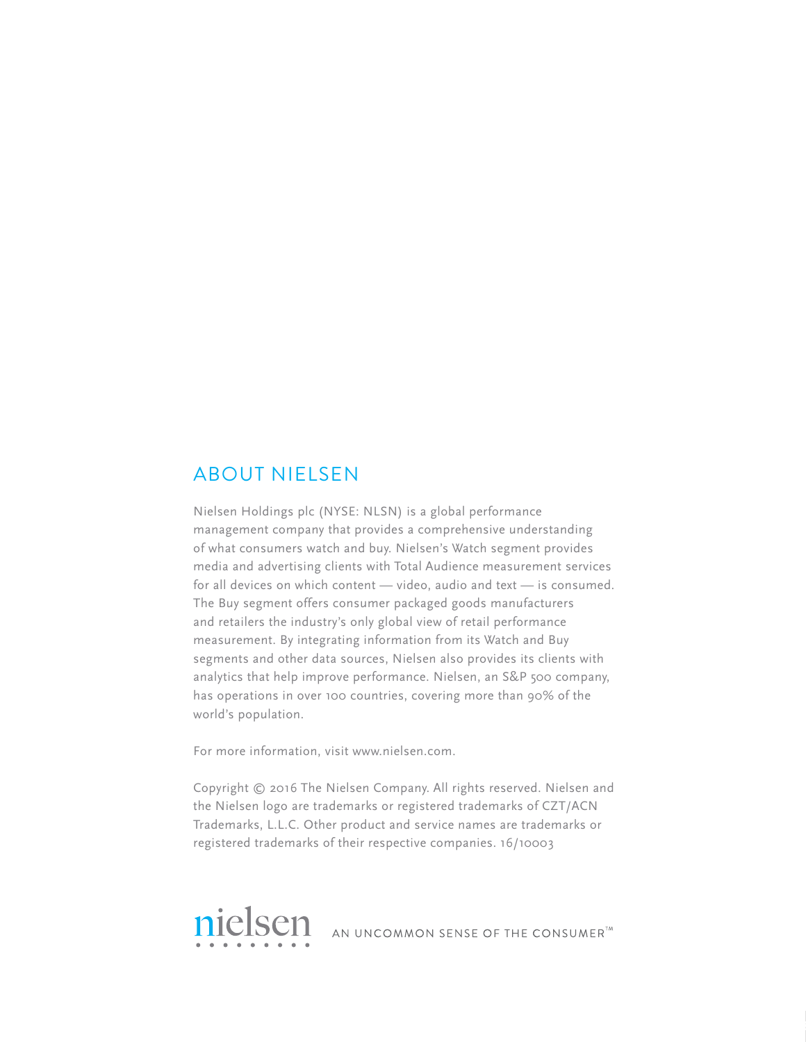## ABOUT NIELSEN

Nielsen Holdings plc (NYSE: NLSN) is a global performance management company that provides a comprehensive understanding of what consumers watch and buy. Nielsen's Watch segment provides media and advertising clients with Total Audience measurement services for all devices on which content — video, audio and text — is consumed. The Buy segment offers consumer packaged goods manufacturers and retailers the industry's only global view of retail performance measurement. By integrating information from its Watch and Buy segments and other data sources, Nielsen also provides its clients with analytics that help improve performance. Nielsen, an S&P 500 company, has operations in over 100 countries, covering more than 90% of the world's population.

For more information, visit www.nielsen.com.

Copyright © 2016 The Nielsen Company. All rights reserved. Nielsen and the Nielsen logo are trademarks or registered trademarks of CZT/ACN Trademarks, L.L.C. Other product and service names are trademarks or registered trademarks of their respective companies. 16/10003

nielsen AN UNCOMMON SENSE OF THE CONSUMER™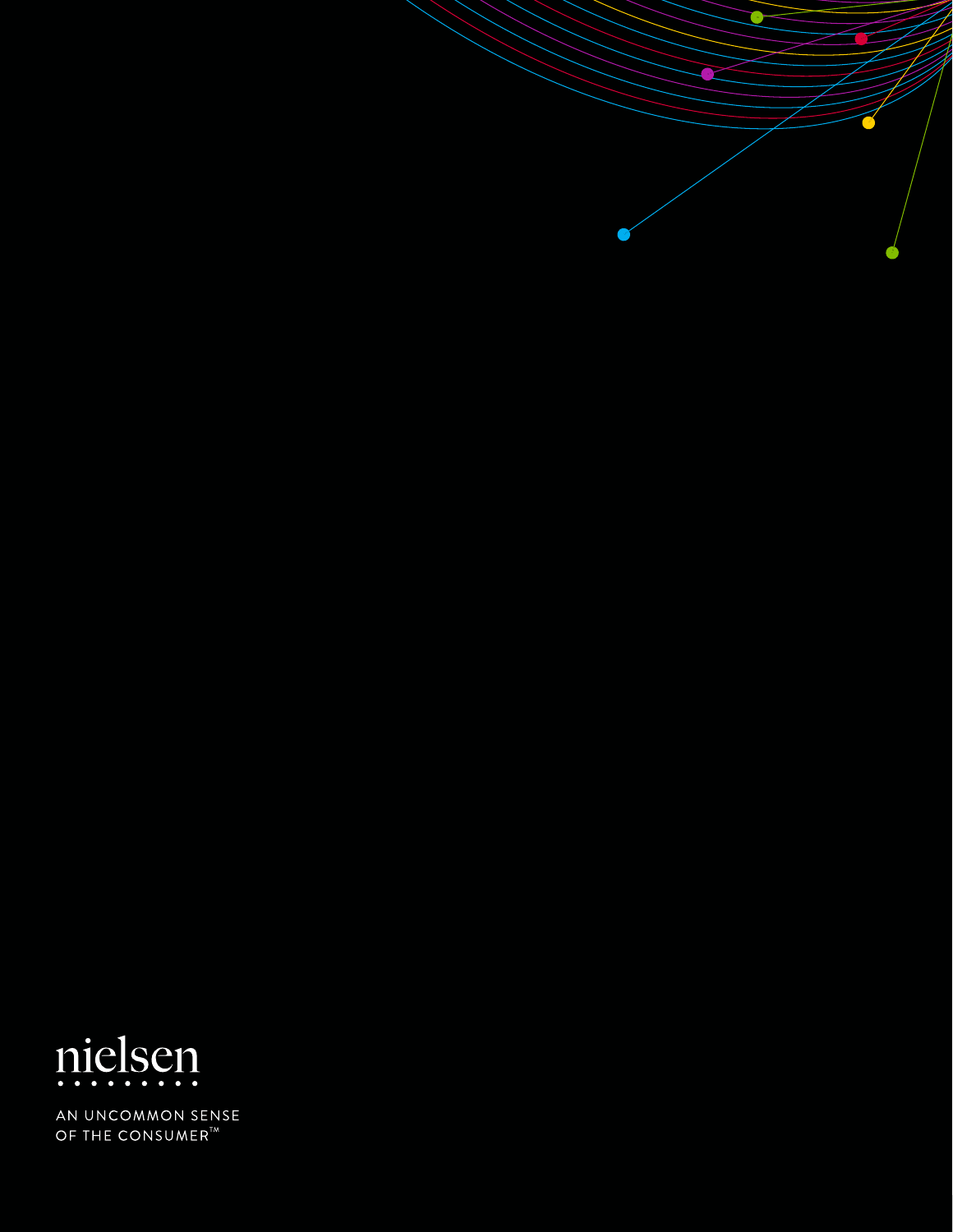nielsen

AN UNCOMMON SENSE OF THE CONSUMER™